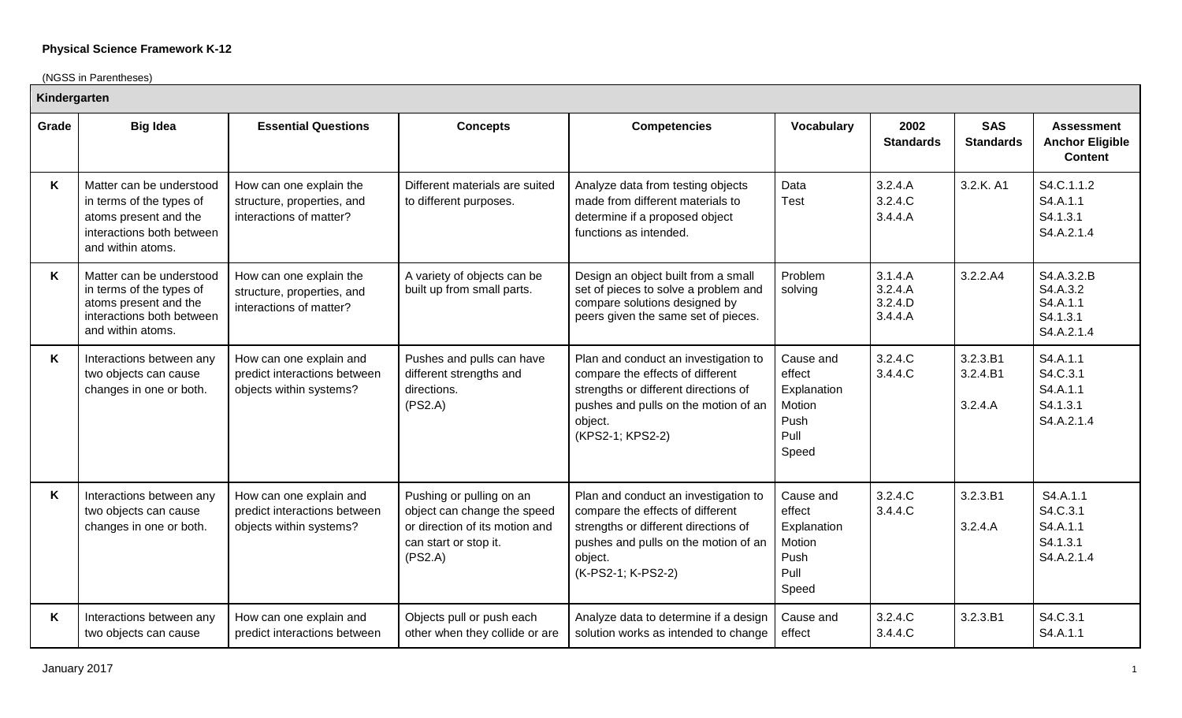**Physical Science Framework K-12**

(NGSS in Parentheses)

| Kindergarten | | | | | | | | |
|---|---|---|---|---|---|---|---|---|
| **Grade** | **Big Idea** | **Essential Questions** | **Concepts** | **Competencies** | **Vocabulary** | **2002 Standards** | **SAS Standards** | **Assessment Anchor Eligible Content** |
| K | Matter can be understood in terms of the types of atoms present and the interactions both between and within atoms. | How can one explain the structure, properties, and interactions of matter? | Different materials are suited to different purposes. | Analyze data from testing objects made from different materials to determine if a proposed object functions as intended. | Data<br>Test | 3.2.4.A<br>3.2.4.C<br>3.4.4.A | 3.2.K. A1 | S4.C.1.1.2<br>S4.A.1.1<br>S4.1.3.1<br>S4.A.2.1.4 |
| K | Matter can be understood in terms of the types of atoms present and the interactions both between and within atoms. | How can one explain the structure, properties, and interactions of matter? | A variety of objects can be built up from small parts. | Design an object built from a small set of pieces to solve a problem and compare solutions designed by peers given the same set of pieces. | Problem solving | 3.1.4.A<br>3.2.4.A<br>3.2.4.D<br>3.4.4.A | 3.2.2.A4 | S4.A.3.2.B<br>S4.A.3.2<br>S4.A.1.1<br>S4.1.3.1<br>S4.A.2.1.4 |
| K | Interactions between any two objects can cause changes in one or both. | How can one explain and predict interactions between objects within systems? | Pushes and pulls can have different strengths and directions.<br>(PS2.A) | Plan and conduct an investigation to compare the effects of different strengths or different directions of pushes and pulls on the motion of an object.<br>(KPS2-1; KPS2-2) | Cause and effect<br>Explanation<br>Motion<br>Push<br>Pull<br>Speed | 3.2.4.C<br>3.4.4.C | 3.2.3.B1<br>3.2.4.B1<br><br>3.2.4.A | S4.A.1.1<br>S4.C.3.1<br>S4.A.1.1<br>S4.1.3.1<br>S4.A.2.1.4 |
| K | Interactions between any two objects can cause changes in one or both. | How can one explain and predict interactions between objects within systems? | Pushing or pulling on an object can change the speed or direction of its motion and can start or stop it.<br>(PS2.A) | Plan and conduct an investigation to compare the effects of different strengths or different directions of pushes and pulls on the motion of an object.<br>(K-PS2-1; K-PS2-2) | Cause and effect<br>Explanation<br>Motion<br>Push<br>Pull<br>Speed | 3.2.4.C<br>3.4.4.C | 3.2.3.B1<br><br>3.2.4.A | S4.A.1.1<br>S4.C.3.1<br>S4.A.1.1<br>S4.1.3.1<br>S4.A.2.1.4 |
| K | Interactions between any two objects can cause | How can one explain and predict interactions between | Objects pull or push each other when they collide or are | Analyze data to determine if a design solution works as intended to change | Cause and effect | 3.2.4.C<br>3.4.4.C | 3.2.3.B1 | S4.C.3.1<br>S4.A.1.1 |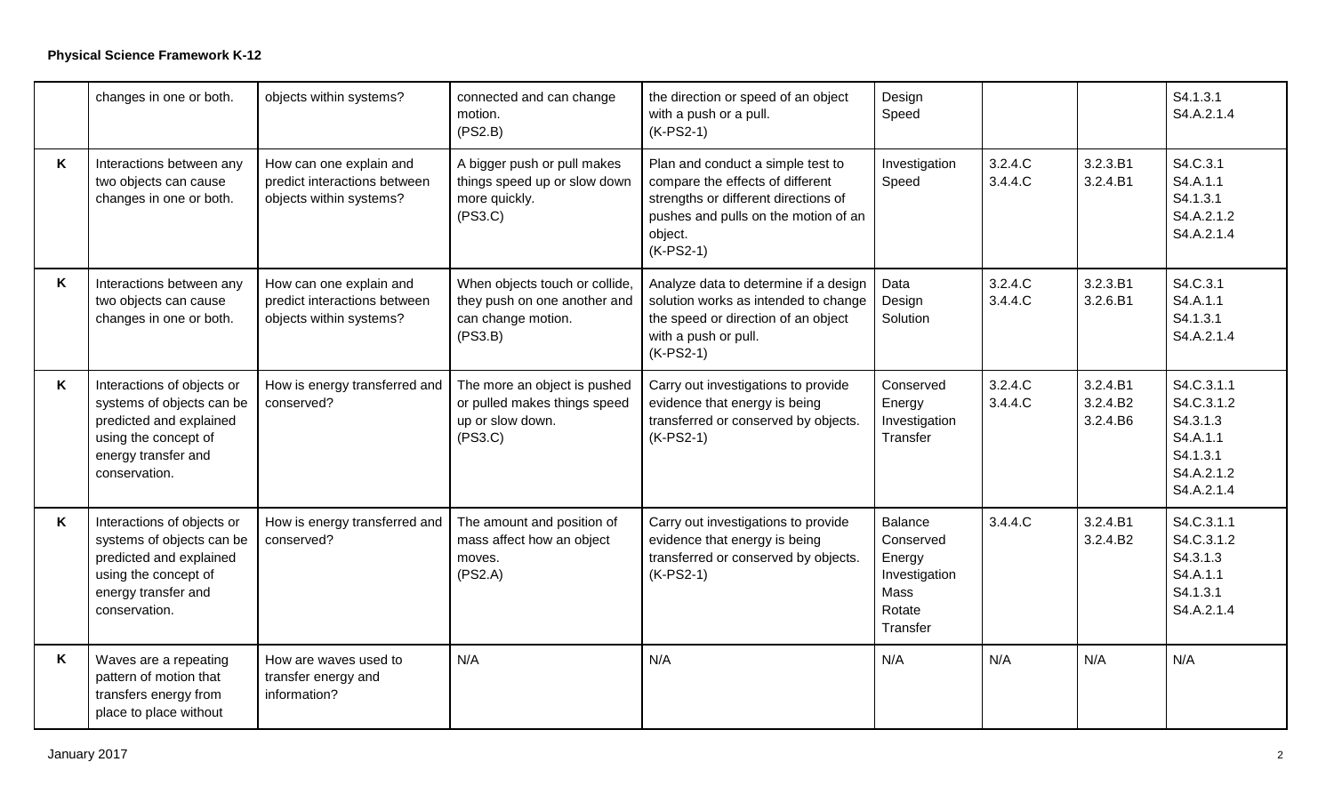**Physical Science Framework K-12**

| | | | | | | | | |
|---|---|---|---|---|---|---|---|---|
| | changes in one or both. | objects within systems? | connected and can change motion. (PS2.B) | the direction or speed of an object with a push or a pull. (K-PS2-1) | Design Speed | | | S4.1.3.1 S4.A.2.1.4 |
| K | Interactions between any two objects can cause changes in one or both. | How can one explain and predict interactions between objects within systems? | A bigger push or pull makes things speed up or slow down more quickly. (PS3.C) | Plan and conduct a simple test to compare the effects of different strengths or different directions of pushes and pulls on the motion of an object. (K-PS2-1) | Investigation Speed | 3.2.4.C 3.4.4.C | 3.2.3.B1 3.2.4.B1 | S4.C.3.1 S4.A.1.1 S4.1.3.1 S4.A.2.1.2 S4.A.2.1.4 |
| K | Interactions between any two objects can cause changes in one or both. | How can one explain and predict interactions between objects within systems? | When objects touch or collide, they push on one another and can change motion. (PS3.B) | Analyze data to determine if a design solution works as intended to change the speed or direction of an object with a push or pull. (K-PS2-1) | Data Design Solution | 3.2.4.C 3.4.4.C | 3.2.3.B1 3.2.6.B1 | S4.C.3.1 S4.A.1.1 S4.1.3.1 S4.A.2.1.4 |
| K | Interactions of objects or systems of objects can be predicted and explained using the concept of energy transfer and conservation. | How is energy transferred and conserved? | The more an object is pushed or pulled makes things speed up or slow down. (PS3.C) | Carry out investigations to provide evidence that energy is being transferred or conserved by objects. (K-PS2-1) | Conserved Energy Investigation Transfer | 3.2.4.C 3.4.4.C | 3.2.4.B1 3.2.4.B2 3.2.4.B6 | S4.C.3.1.1 S4.C.3.1.2 S4.3.1.3 S4.A.1.1 S4.1.3.1 S4.A.2.1.2 S4.A.2.1.4 |
| K | Interactions of objects or systems of objects can be predicted and explained using the concept of energy transfer and conservation. | How is energy transferred and conserved? | The amount and position of mass affect how an object moves. (PS2.A) | Carry out investigations to provide evidence that energy is being transferred or conserved by objects. (K-PS2-1) | Balance Conserved Energy Investigation Mass Rotate Transfer | 3.4.4.C | 3.2.4.B1 3.2.4.B2 | S4.C.3.1.1 S4.C.3.1.2 S4.3.1.3 S4.A.1.1 S4.1.3.1 S4.A.2.1.4 |
| K | Waves are a repeating pattern of motion that transfers energy from place to place without | How are waves used to transfer energy and information? | N/A | N/A | N/A | N/A | N/A | N/A |

January 2017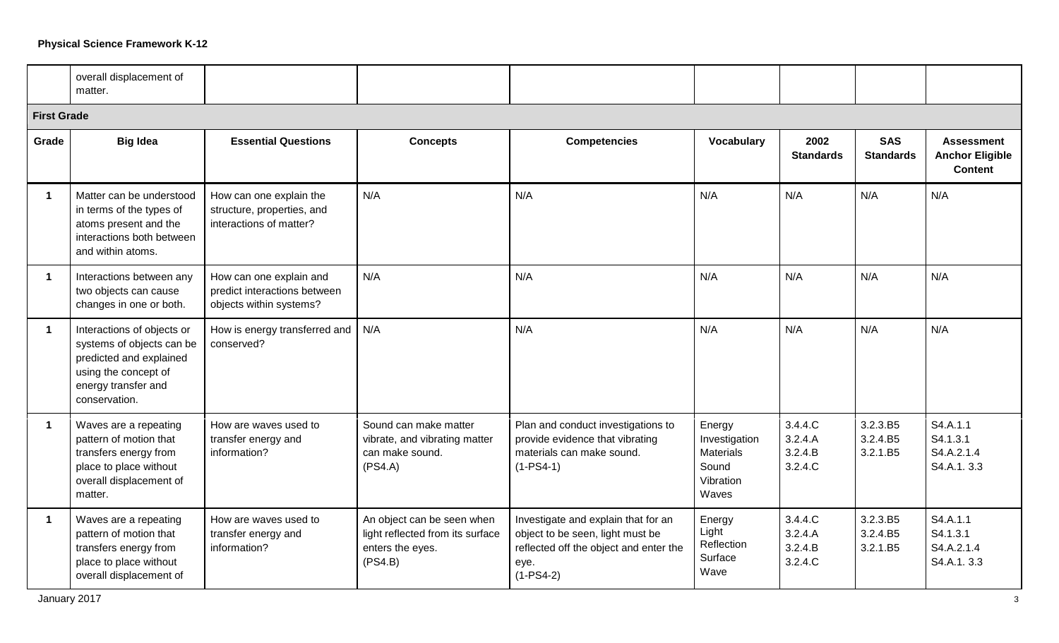| | overall displacement of matter. | | | | | | | |
|---|---|---|---|---|---|---|---|---|
| **First Grade** | | | | | | | | |
| **Grade** | **Big Idea** | **Essential Questions** | **Concepts** | **Competencies** | **Vocabulary** | **2002 Standards** | **SAS Standards** | **Assessment Anchor Eligible Content** |
| **1** | Matter can be understood in terms of the types of atoms present and the interactions both between and within atoms. | How can one explain the structure, properties, and interactions of matter? | N/A | N/A | N/A | N/A | N/A | N/A |
| **1** | Interactions between any two objects can cause changes in one or both. | How can one explain and predict interactions between objects within systems? | N/A | N/A | N/A | N/A | N/A | N/A |
| **1** | Interactions of objects or systems of objects can be predicted and explained using the concept of energy transfer and conservation. | How is energy transferred and conserved? | N/A | N/A | N/A | N/A | N/A | N/A |
| **1** | Waves are a repeating pattern of motion that transfers energy from place to place without overall displacement of matter. | How are waves used to transfer energy and information? | Sound can make matter vibrate, and vibrating matter can make sound. (PS4.A) | Plan and conduct investigations to provide evidence that vibrating materials can make sound. (1-PS4-1) | Energy Investigation Materials Sound Vibration Waves | 3.4.4.C 3.2.4.A 3.2.4.B 3.2.4.C | 3.2.3.B5 3.2.4.B5 3.2.1.B5 | S4.A.1.1 S4.1.3.1 S4.A.2.1.4 S4.A.1. 3.3 |
| **1** | Waves are a repeating pattern of motion that transfers energy from place to place without overall displacement of | How are waves used to transfer energy and information? | An object can be seen when light reflected from its surface enters the eyes. (PS4.B) | Investigate and explain that for an object to be seen, light must be reflected off the object and enter the eye. (1-PS4-2) | Energy Light Reflection Surface Wave | 3.4.4.C 3.2.4.A 3.2.4.B 3.2.4.C | 3.2.3.B5 3.2.4.B5 3.2.1.B5 | S4.A.1.1 S4.1.3.1 S4.A.2.1.4 S4.A.1. 3.3 |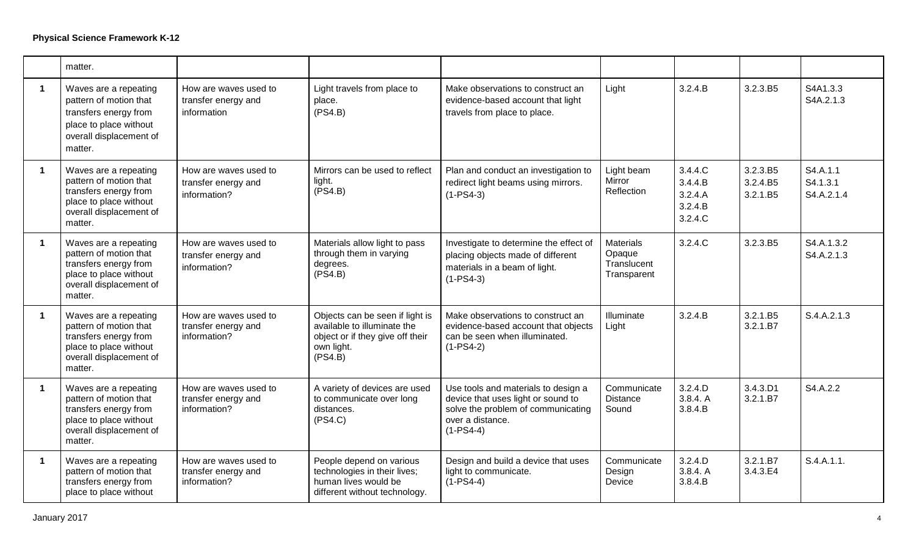**Physical Science Framework K-12**

| | | | | | | | | |
|---|---|---|---|---|---|---|---|---|
| | matter. | | | | | | | |
| **1** | Waves are a repeating pattern of motion that transfers energy from place to place without overall displacement of matter. | How are waves used to transfer energy and information | Light travels from place to place. (PS4.B) | Make observations to construct an evidence-based account that light travels from place to place. | Light | 3.2.4.B | 3.2.3.B5 | S4A1.3.3 S4A.2.1.3 |
| **1** | Waves are a repeating pattern of motion that transfers energy from place to place without overall displacement of matter. | How are waves used to transfer energy and information? | Mirrors can be used to reflect light. (PS4.B) | Plan and conduct an investigation to redirect light beams using mirrors. (1-PS4-3) | Light beam Mirror Reflection | 3.4.4.C 3.4.4.B 3.2.4.A 3.2.4.B 3.2.4.C | 3.2.3.B5 3.2.4.B5 3.2.1.B5 | S4.A.1.1 S4.1.3.1 S4.A.2.1.4 |
| **1** | Waves are a repeating pattern of motion that transfers energy from place to place without overall displacement of matter. | How are waves used to transfer energy and information? | Materials allow light to pass through them in varying degrees. (PS4.B) | Investigate to determine the effect of placing objects made of different materials in a beam of light. (1-PS4-3) | Materials Opaque Translucent Transparent | 3.2.4.C | 3.2.3.B5 | S4.A.1.3.2 S4.A.2.1.3 |
| **1** | Waves are a repeating pattern of motion that transfers energy from place to place without overall displacement of matter. | How are waves used to transfer energy and information? | Objects can be seen if light is available to illuminate the object or if they give off their own light. (PS4.B) | Make observations to construct an evidence-based account that objects can be seen when illuminated. (1-PS4-2) | Illuminate Light | 3.2.4.B | 3.2.1.B5 3.2.1.B7 | S.4.A.2.1.3 |
| **1** | Waves are a repeating pattern of motion that transfers energy from place to place without overall displacement of matter. | How are waves used to transfer energy and information? | A variety of devices are used to communicate over long distances. (PS4.C) | Use tools and materials to design a device that uses light or sound to solve the problem of communicating over a distance. (1-PS4-4) | Communicate Distance Sound | 3.2.4.D 3.8.4. A 3.8.4.B | 3.4.3.D1 3.2.1.B7 | S4.A.2.2 |
| **1** | Waves are a repeating pattern of motion that transfers energy from place to place without | How are waves used to transfer energy and information? | People depend on various technologies in their lives; human lives would be different without technology. | Design and build a device that uses light to communicate. (1-PS4-4) | Communicate Design Device | 3.2.4.D 3.8.4. A 3.8.4.B | 3.2.1.B7 3.4.3.E4 | S.4.A.1.1. |

January 2017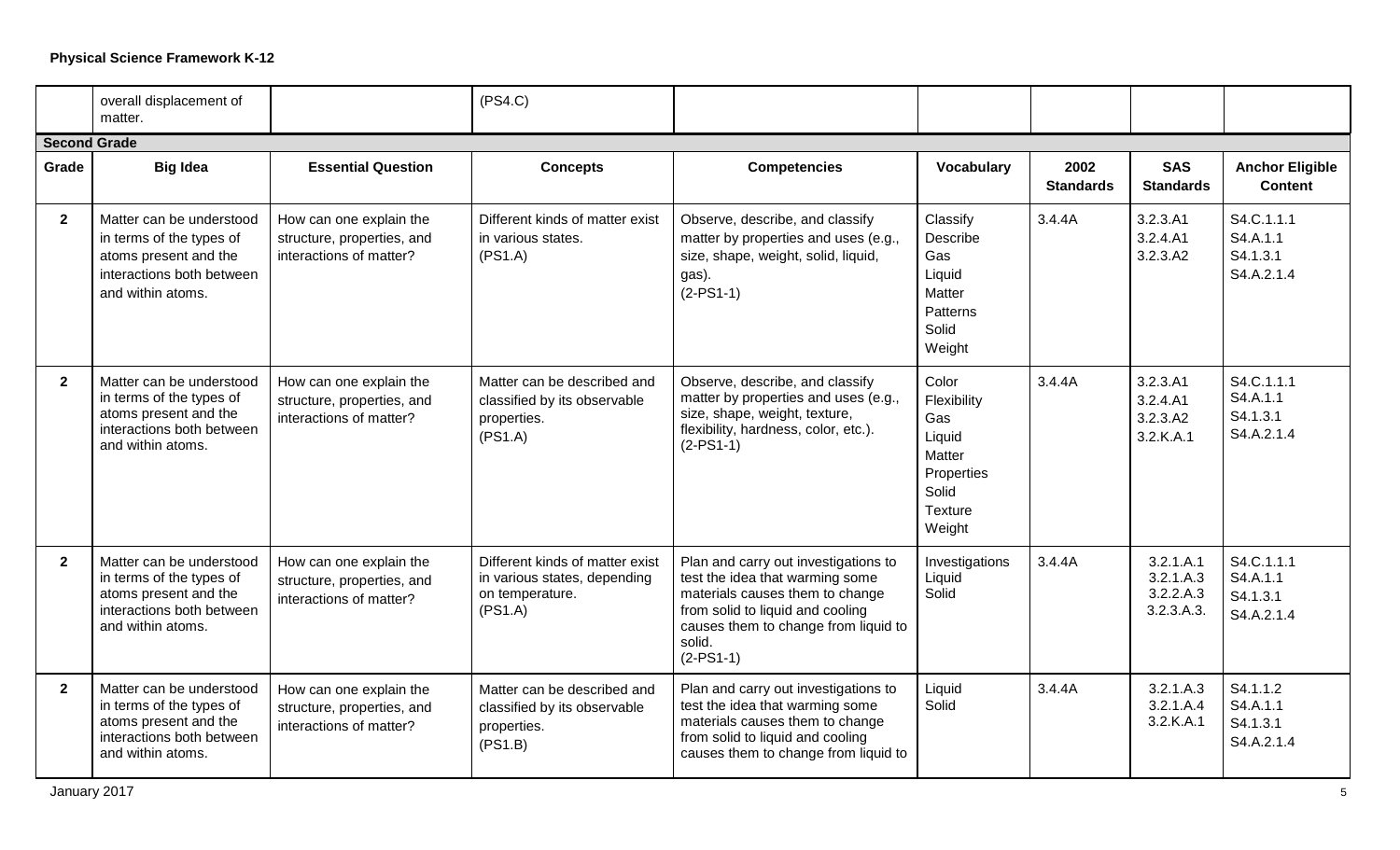**Physical Science Framework K-12**

| Grade | Big Idea | Essential Question | Concepts | Competencies | Vocabulary | 2002 Standards | SAS Standards | Anchor Eligible Content |
|---|---|---|---|---|---|---|---|---|
| | overall displacement of matter. | | (PS4.C) | | | | | |
| **Second Grade** | | | | | | | | |
| 2 | Matter can be understood in terms of the types of atoms present and the interactions both between and within atoms. | How can one explain the structure, properties, and interactions of matter? | Different kinds of matter exist in various states. (PS1.A) | Observe, describe, and classify matter by properties and uses (e.g., size, shape, weight, solid, liquid, gas). (2-PS1-1) | Classify Describe Gas Liquid Matter Patterns Solid Weight | 3.4.4A | 3.2.3.A1 3.2.4.A1 3.2.3.A2 | S4.C.1.1.1 S4.A.1.1 S4.1.3.1 S4.A.2.1.4 |
| 2 | Matter can be understood in terms of the types of atoms present and the interactions both between and within atoms. | How can one explain the structure, properties, and interactions of matter? | Matter can be described and classified by its observable properties. (PS1.A) | Observe, describe, and classify matter by properties and uses (e.g., size, shape, weight, texture, flexibility, hardness, color, etc.). (2-PS1-1) | Color Flexibility Gas Liquid Matter Properties Solid Texture Weight | 3.4.4A | 3.2.3.A1 3.2.4.A1 3.2.3.A2 3.2.K.A.1 | S4.C.1.1.1 S4.A.1.1 S4.1.3.1 S4.A.2.1.4 |
| 2 | Matter can be understood in terms of the types of atoms present and the interactions both between and within atoms. | How can one explain the structure, properties, and interactions of matter? | Different kinds of matter exist in various states, depending on temperature. (PS1.A) | Plan and carry out investigations to test the idea that warming some materials causes them to change from solid to liquid and cooling causes them to change from liquid to solid. (2-PS1-1) | Investigations Liquid Solid | 3.4.4A | 3.2.1.A.1 3.2.1.A.3 3.2.2.A.3 3.2.3.A.3. | S4.C.1.1.1 S4.A.1.1 S4.1.3.1 S4.A.2.1.4 |
| 2 | Matter can be understood in terms of the types of atoms present and the interactions both between and within atoms. | How can one explain the structure, properties, and interactions of matter? | Matter can be described and classified by its observable properties. (PS1.B) | Plan and carry out investigations to test the idea that warming some materials causes them to change from solid to liquid and cooling causes them to change from liquid to | Liquid Solid | 3.4.4A | 3.2.1.A.3 3.2.1.A.4 3.2.K.A.1 | S4.1.1.2 S4.A.1.1 S4.1.3.1 S4.A.2.1.4 |

January 2017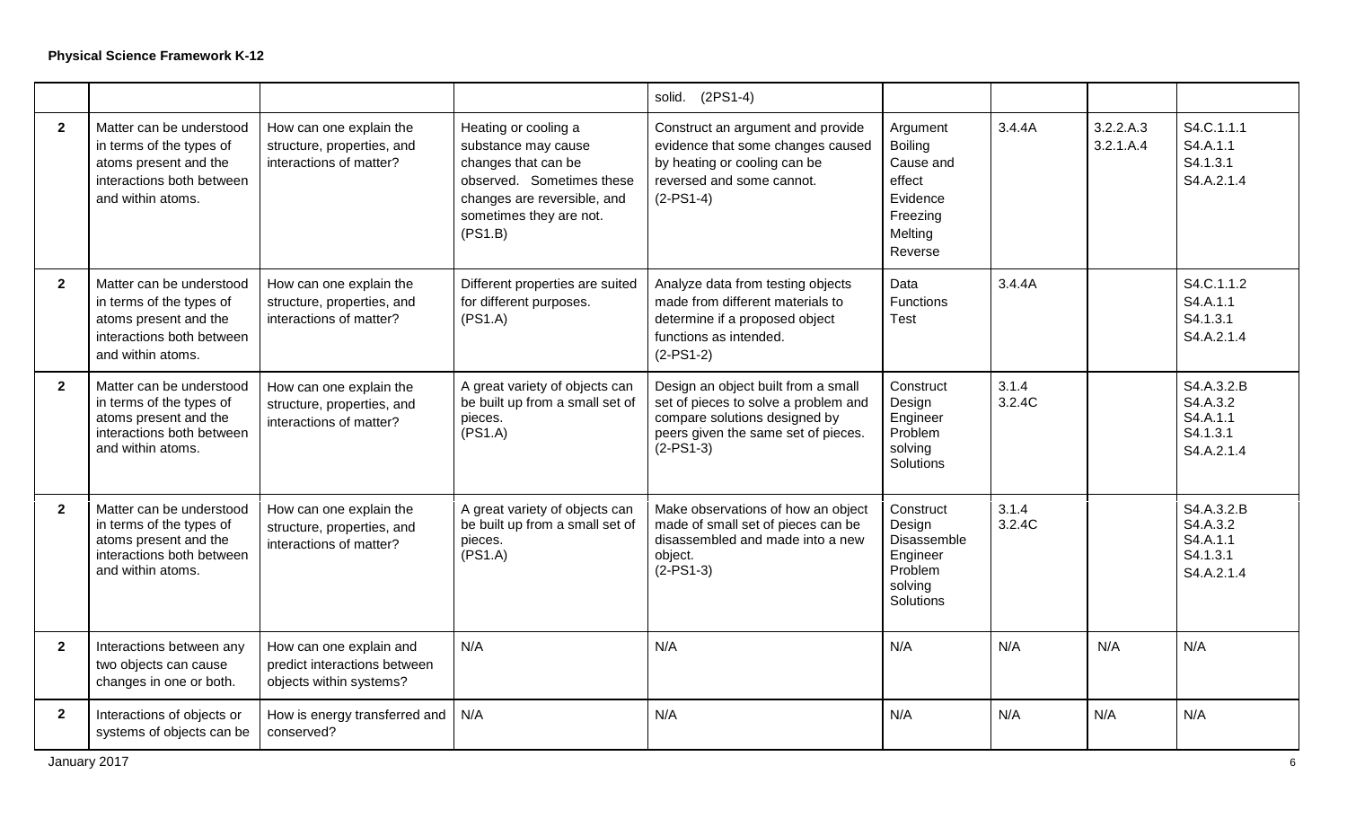**Physical Science Framework K-12**

| | | | | | | | | |
|---|---|---|---|---|---|---|---|---|
| | | | | solid. (2PS1-4) | | | | |
| **2** | Matter can be understood in terms of the types of atoms present and the interactions both between and within atoms. | How can one explain the structure, properties, and interactions of matter? | Heating or cooling a substance may cause changes that can be observed. Sometimes these changes are reversible, and sometimes they are not. (PS1.B) | Construct an argument and provide evidence that some changes caused by heating or cooling can be reversed and some cannot. (2-PS1-4) | Argument Boiling Cause and effect Evidence Freezing Melting Reverse | 3.4.4A | 3.2.2.A.3 3.2.1.A.4 | S4.C.1.1.1 S4.A.1.1 S4.1.3.1 S4.A.2.1.4 |
| **2** | Matter can be understood in terms of the types of atoms present and the interactions both between and within atoms. | How can one explain the structure, properties, and interactions of matter? | Different properties are suited for different purposes. (PS1.A) | Analyze data from testing objects made from different materials to determine if a proposed object functions as intended. (2-PS1-2) | Data Functions Test | 3.4.4A | | S4.C.1.1.2 S4.A.1.1 S4.1.3.1 S4.A.2.1.4 |
| **2** | Matter can be understood in terms of the types of atoms present and the interactions both between and within atoms. | How can one explain the structure, properties, and interactions of matter? | A great variety of objects can be built up from a small set of pieces. (PS1.A) | Design an object built from a small set of pieces to solve a problem and compare solutions designed by peers given the same set of pieces. (2-PS1-3) | Construct Design Engineer Problem solving Solutions | 3.1.4 3.2.4C | | S4.A.3.2.B S4.A.3.2 S4.A.1.1 S4.1.3.1 S4.A.2.1.4 |
| **2** | Matter can be understood in terms of the types of atoms present and the interactions both between and within atoms. | How can one explain the structure, properties, and interactions of matter? | A great variety of objects can be built up from a small set of pieces. (PS1.A) | Make observations of how an object made of small set of pieces can be disassembled and made into a new object. (2-PS1-3) | Construct Design Disassemble Engineer Problem solving Solutions | 3.1.4 3.2.4C | | S4.A.3.2.B S4.A.3.2 S4.A.1.1 S4.1.3.1 S4.A.2.1.4 |
| **2** | Interactions between any two objects can cause changes in one or both. | How can one explain and predict interactions between objects within systems? | N/A | N/A | N/A | N/A | N/A | N/A |
| **2** | Interactions of objects or systems of objects can be | How is energy transferred and conserved? | N/A | N/A | N/A | N/A | N/A | N/A |

January 2017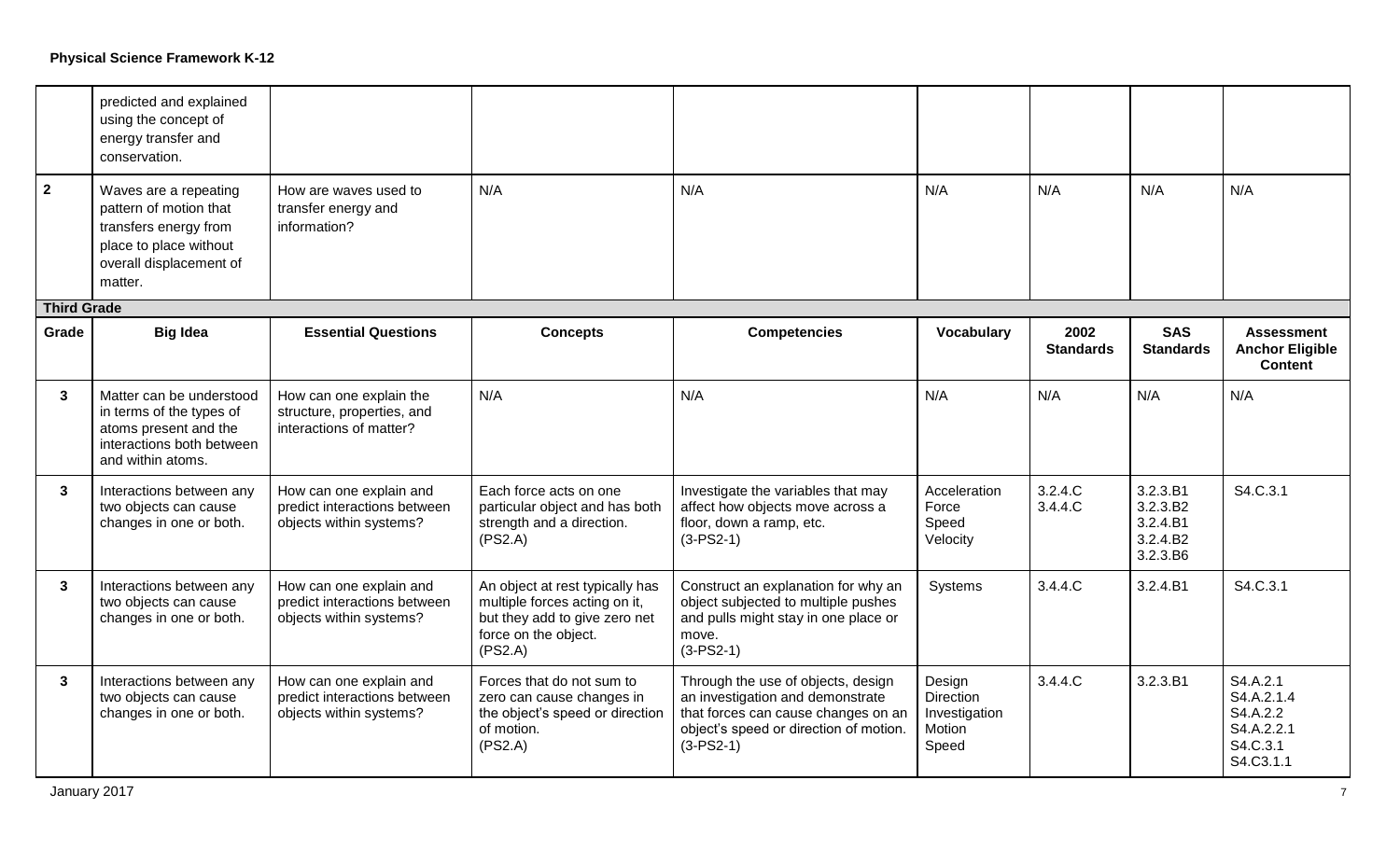**Physical Science Framework K-12**

| Grade | Big Idea | Essential Questions | Concepts | Competencies | Vocabulary | 2002 Standards | SAS Standards | Assessment Anchor Eligible Content |
|---|---|---|---|---|---|---|---|---|
| | predicted and explained using the concept of energy transfer and conservation. | | | | | | | |
| **2** | Waves are a repeating pattern of motion that transfers energy from place to place without overall displacement of matter. | How are waves used to transfer energy and information? | N/A | N/A | N/A | N/A | N/A | N/A |
| **Third Grade** | | | | | | | | |
| **Grade** | **Big Idea** | **Essential Questions** | **Concepts** | **Competencies** | **Vocabulary** | **2002 Standards** | **SAS Standards** | **Assessment Anchor Eligible Content** |
| **3** | Matter can be understood in terms of the types of atoms present and the interactions both between and within atoms. | How can one explain the structure, properties, and interactions of matter? | N/A | N/A | N/A | N/A | N/A | N/A |
| **3** | Interactions between any two objects can cause changes in one or both. | How can one explain and predict interactions between objects within systems? | Each force acts on one particular object and has both strength and a direction. (PS2.A) | Investigate the variables that may affect how objects move across a floor, down a ramp, etc. (3-PS2-1) | Acceleration Force Speed Velocity | 3.2.4.C 3.4.4.C | 3.2.3.B1 3.2.3.B2 3.2.4.B1 3.2.4.B2 3.2.3.B6 | S4.C.3.1 |
| **3** | Interactions between any two objects can cause changes in one or both. | How can one explain and predict interactions between objects within systems? | An object at rest typically has multiple forces acting on it, but they add to give zero net force on the object. (PS2.A) | Construct an explanation for why an object subjected to multiple pushes and pulls might stay in one place or move. (3-PS2-1) | Systems | 3.4.4.C | 3.2.4.B1 | S4.C.3.1 |
| **3** | Interactions between any two objects can cause changes in one or both. | How can one explain and predict interactions between objects within systems? | Forces that do not sum to zero can cause changes in the object's speed or direction of motion. (PS2.A) | Through the use of objects, design an investigation and demonstrate that forces can cause changes on an object's speed or direction of motion. (3-PS2-1) | Design Direction Investigation Motion Speed | 3.4.4.C | 3.2.3.B1 | S4.A.2.1 S4.A.2.1.4 S4.A.2.2 S4.A.2.2.1 S4.C.3.1 S4.C3.1.1 |

January 2017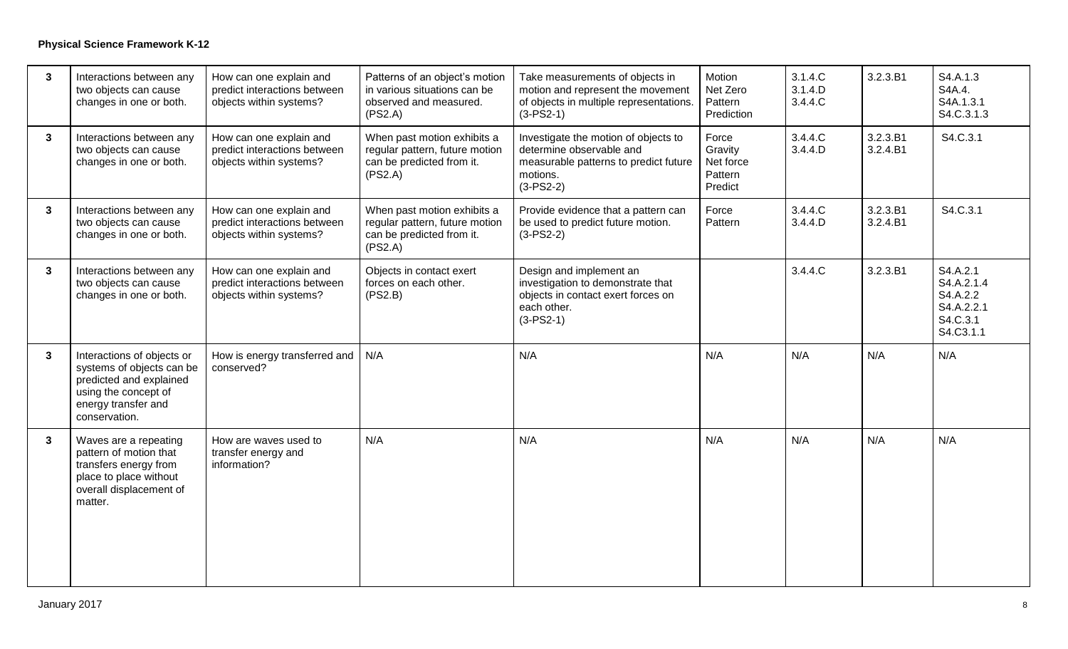**Physical Science Framework K-12**

| | | | | | | | | |
|---|---|---|---|---|---|---|---|---|
| 3 | Interactions between any two objects can cause changes in one or both. | How can one explain and predict interactions between objects within systems? | Patterns of an object's motion in various situations can be observed and measured. (PS2.A) | Take measurements of objects in motion and represent the movement of objects in multiple representations. (3-PS2-1) | Motion<br>Net Zero<br>Pattern<br>Prediction | 3.1.4.C<br>3.1.4.D<br>3.4.4.C | 3.2.3.B1 | S4.A.1.3<br>S4A.4.<br>S4A.1.3.1<br>S4.C.3.1.3 |
| 3 | Interactions between any two objects can cause changes in one or both. | How can one explain and predict interactions between objects within systems? | When past motion exhibits a regular pattern, future motion can be predicted from it. (PS2.A) | Investigate the motion of objects to determine observable and measurable patterns to predict future motions. (3-PS2-2) | Force<br>Gravity<br>Net force<br>Pattern<br>Predict | 3.4.4.C<br>3.4.4.D | 3.2.3.B1<br>3.2.4.B1 | S4.C.3.1 |
| 3 | Interactions between any two objects can cause changes in one or both. | How can one explain and predict interactions between objects within systems? | When past motion exhibits a regular pattern, future motion can be predicted from it. (PS2.A) | Provide evidence that a pattern can be used to predict future motion. (3-PS2-2) | Force<br>Pattern | 3.4.4.C<br>3.4.4.D | 3.2.3.B1<br>3.2.4.B1 | S4.C.3.1 |
| 3 | Interactions between any two objects can cause changes in one or both. | How can one explain and predict interactions between objects within systems? | Objects in contact exert forces on each other. (PS2.B) | Design and implement an investigation to demonstrate that objects in contact exert forces on each other. (3-PS2-1) | | 3.4.4.C | 3.2.3.B1 | S4.A.2.1<br>S4.A.2.1.4<br>S4.A.2.2<br>S4.A.2.2.1<br>S4.C.3.1<br>S4.C3.1.1 |
| 3 | Interactions of objects or systems of objects can be predicted and explained using the concept of energy transfer and conservation. | How is energy transferred and conserved? | N/A | N/A | N/A | N/A | N/A | N/A |
| 3 | Waves are a repeating pattern of motion that transfers energy from place to place without overall displacement of matter. | How are waves used to transfer energy and information? | N/A | N/A | N/A | N/A | N/A | N/A |

January 2017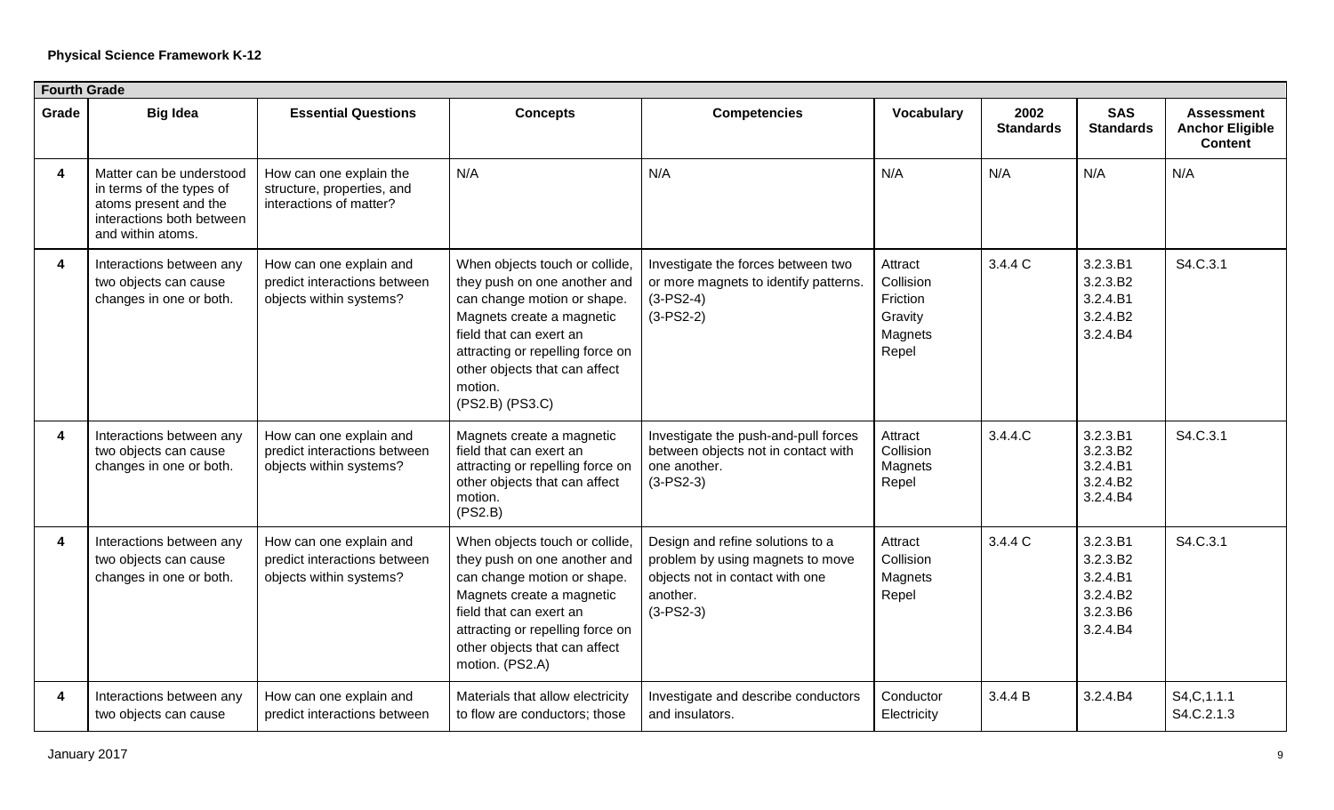**Physical Science Framework K-12**

| Fourth Grade | | | | | | | | |
|---|---|---|---|---|---|---|---|---|
| **Grade** | **Big Idea** | **Essential Questions** | **Concepts** | **Competencies** | **Vocabulary** | **2002 Standards** | **SAS Standards** | **Assessment Anchor Eligible Content** |
| **4** | Matter can be understood in terms of the types of atoms present and the interactions both between and within atoms. | How can one explain the structure, properties, and interactions of matter? | N/A | N/A | N/A | N/A | N/A | N/A |
| **4** | Interactions between any two objects can cause changes in one or both. | How can one explain and predict interactions between objects within systems? | When objects touch or collide, they push on one another and can change motion or shape. Magnets create a magnetic field that can exert an attracting or repelling force on other objects that can affect motion. (PS2.B) (PS3.C) | Investigate the forces between two or more magnets to identify patterns. (3-PS2-4) (3-PS2-2) | Attract Collision Friction Gravity Magnets Repel | 3.4.4 C | 3.2.3.B1 3.2.3.B2 3.2.4.B1 3.2.4.B2 3.2.4.B4 | S4.C.3.1 |
| **4** | Interactions between any two objects can cause changes in one or both. | How can one explain and predict interactions between objects within systems? | Magnets create a magnetic field that can exert an attracting or repelling force on other objects that can affect motion. (PS2.B) | Investigate the push-and-pull forces between objects not in contact with one another. (3-PS2-3) | Attract Collision Magnets Repel | 3.4.4.C | 3.2.3.B1 3.2.3.B2 3.2.4.B1 3.2.4.B2 3.2.4.B4 | S4.C.3.1 |
| **4** | Interactions between any two objects can cause changes in one or both. | How can one explain and predict interactions between objects within systems? | When objects touch or collide, they push on one another and can change motion or shape. Magnets create a magnetic field that can exert an attracting or repelling force on other objects that can affect motion. (PS2.A) | Design and refine solutions to a problem by using magnets to move objects not in contact with one another. (3-PS2-3) | Attract Collision Magnets Repel | 3.4.4 C | 3.2.3.B1 3.2.3.B2 3.2.4.B1 3.2.4.B2 3.2.3.B6 3.2.4.B4 | S4.C.3.1 |
| **4** | Interactions between any two objects can cause | How can one explain and predict interactions between | Materials that allow electricity to flow are conductors; those | Investigate and describe conductors and insulators. | Conductor Electricity | 3.4.4 B | 3.2.4.B4 | S4,C,1.1.1 S4.C.2.1.3 |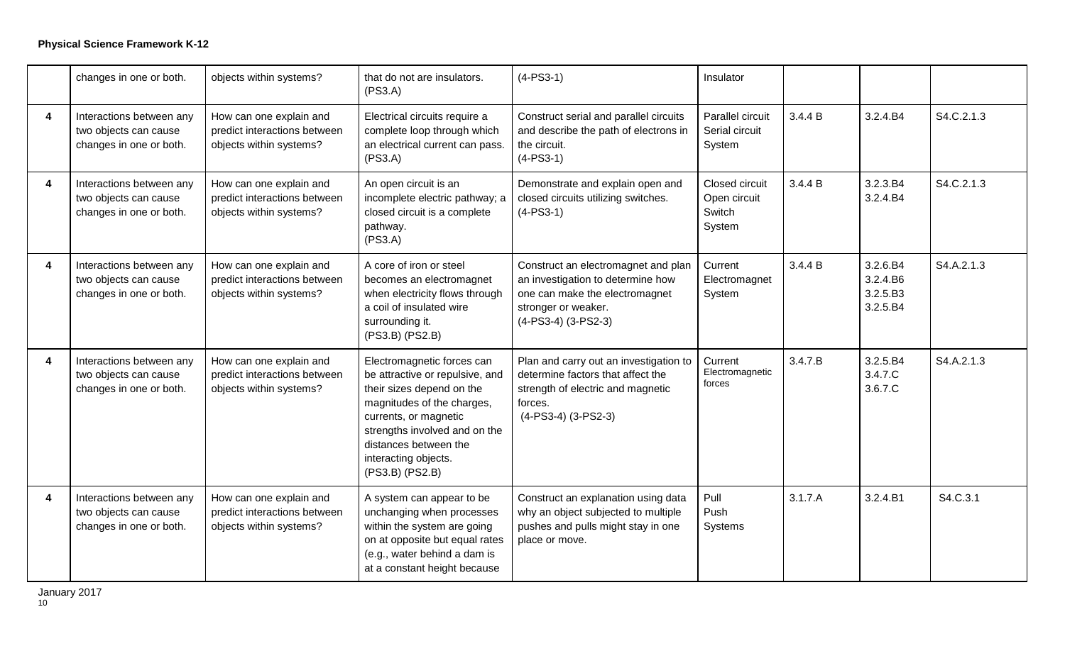**Physical Science Framework K-12**

| | | | | | | | | |
|---|---|---|---|---|---|---|---|---|
| | changes in one or both. | objects within systems? | that do not are insulators. (PS3.A) | (4-PS3-1) | Insulator | | | |
| **4** | Interactions between any two objects can cause changes in one or both. | How can one explain and predict interactions between objects within systems? | Electrical circuits require a complete loop through which an electrical current can pass. (PS3.A) | Construct serial and parallel circuits and describe the path of electrons in the circuit. (4-PS3-1) | Parallel circuit Serial circuit System | 3.4.4 B | 3.2.4.B4 | S4.C.2.1.3 |
| **4** | Interactions between any two objects can cause changes in one or both. | How can one explain and predict interactions between objects within systems? | An open circuit is an incomplete electric pathway; a closed circuit is a complete pathway. (PS3.A) | Demonstrate and explain open and closed circuits utilizing switches. (4-PS3-1) | Closed circuit Open circuit Switch System | 3.4.4 B | 3.2.3.B4 3.2.4.B4 | S4.C.2.1.3 |
| **4** | Interactions between any two objects can cause changes in one or both. | How can one explain and predict interactions between objects within systems? | A core of iron or steel becomes an electromagnet when electricity flows through a coil of insulated wire surrounding it. (PS3.B) (PS2.B) | Construct an electromagnet and plan an investigation to determine how one can make the electromagnet stronger or weaker. (4-PS3-4) (3-PS2-3) | Current Electromagnet System | 3.4.4 B | 3.2.6.B4 3.2.4.B6 3.2.5.B3 3.2.5.B4 | S4.A.2.1.3 |
| **4** | Interactions between any two objects can cause changes in one or both. | How can one explain and predict interactions between objects within systems? | Electromagnetic forces can be attractive or repulsive, and their sizes depend on the magnitudes of the charges, currents, or magnetic strengths involved and on the distances between the interacting objects. (PS3.B) (PS2.B) | Plan and carry out an investigation to determine factors that affect the strength of electric and magnetic forces. (4-PS3-4) (3-PS2-3) | Current Electromagnetic forces | 3.4.7.B | 3.2.5.B4 3.4.7.C 3.6.7.C | S4.A.2.1.3 |
| **4** | Interactions between any two objects can cause changes in one or both. | How can one explain and predict interactions between objects within systems? | A system can appear to be unchanging when processes within the system are going on at opposite but equal rates (e.g., water behind a dam is at a constant height because | Construct an explanation using data why an object subjected to multiple pushes and pulls might stay in one place or move. | Pull Push Systems | 3.1.7.A | 3.2.4.B1 | S4.C.3.1 |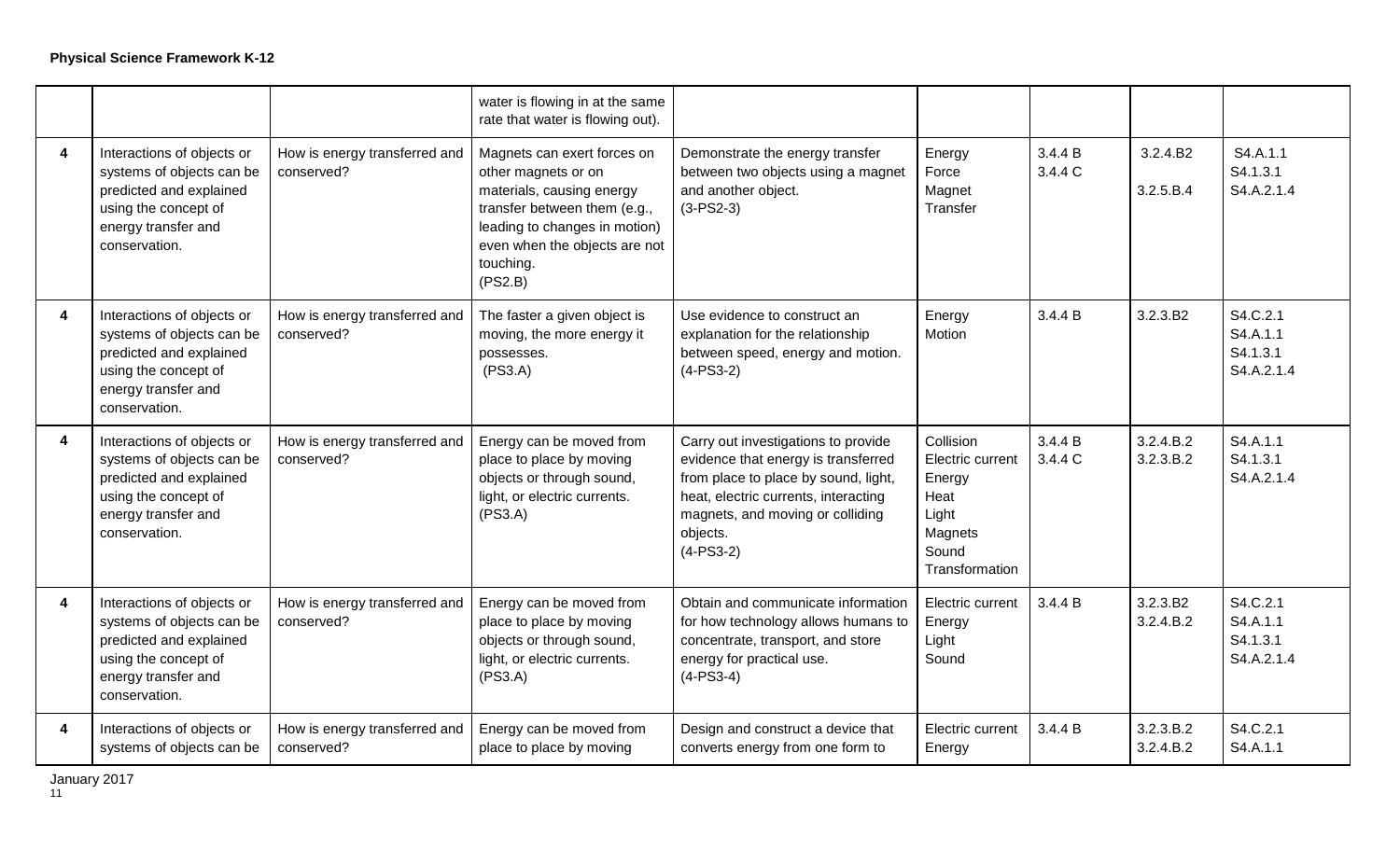**Physical Science Framework K-12**

| | | | | | | | | |
|---|---|---|---|---|---|---|---|---|
| | | | water is flowing in at the same rate that water is flowing out). | | | | | |
| 4 | Interactions of objects or systems of objects can be predicted and explained using the concept of energy transfer and conservation. | How is energy transferred and conserved? | Magnets can exert forces on other magnets or on materials, causing energy transfer between them (e.g., leading to changes in motion) even when the objects are not touching. (PS2.B) | Demonstrate the energy transfer between two objects using a magnet and another object. (3-PS2-3) | Energy Force Magnet Transfer | 3.4.4 B 3.4.4 C | 3.2.4.B2 3.2.5.B.4 | S4.A.1.1 S4.1.3.1 S4.A.2.1.4 |
| 4 | Interactions of objects or systems of objects can be predicted and explained using the concept of energy transfer and conservation. | How is energy transferred and conserved? | The faster a given object is moving, the more energy it possesses. (PS3.A) | Use evidence to construct an explanation for the relationship between speed, energy and motion. (4-PS3-2) | Energy Motion | 3.4.4 B | 3.2.3.B2 | S4.C.2.1 S4.A.1.1 S4.1.3.1 S4.A.2.1.4 |
| 4 | Interactions of objects or systems of objects can be predicted and explained using the concept of energy transfer and conservation. | How is energy transferred and conserved? | Energy can be moved from place to place by moving objects or through sound, light, or electric currents. (PS3.A) | Carry out investigations to provide evidence that energy is transferred from place to place by sound, light, heat, electric currents, interacting magnets, and moving or colliding objects. (4-PS3-2) | Collision Electric current Energy Heat Light Magnets Sound Transformation | 3.4.4 B 3.4.4 C | 3.2.4.B.2 3.2.3.B.2 | S4.A.1.1 S4.1.3.1 S4.A.2.1.4 |
| 4 | Interactions of objects or systems of objects can be predicted and explained using the concept of energy transfer and conservation. | How is energy transferred and conserved? | Energy can be moved from place to place by moving objects or through sound, light, or electric currents. (PS3.A) | Obtain and communicate information for how technology allows humans to concentrate, transport, and store energy for practical use. (4-PS3-4) | Electric current Energy Light Sound | 3.4.4 B | 3.2.3.B2 3.2.4.B.2 | S4.C.2.1 S4.A.1.1 S4.1.3.1 S4.A.2.1.4 |
| 4 | Interactions of objects or systems of objects can be | How is energy transferred and conserved? | Energy can be moved from place to place by moving | Design and construct a device that converts energy from one form to | Electric current Energy | 3.4.4 B | 3.2.3.B.2 3.2.4.B.2 | S4.C.2.1 S4.A.1.1 |

January 2017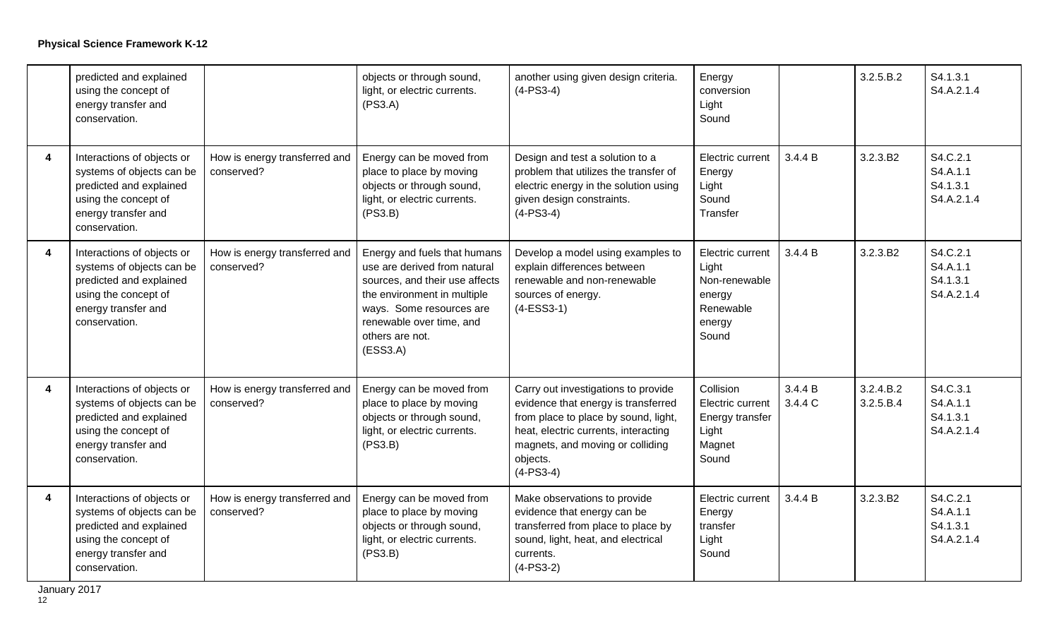**Physical Science Framework K-12**

| | | | | | | | | |
|---|---|---|---|---|---|---|---|---|
| | predicted and explained using the concept of energy transfer and conservation. | | objects or through sound, light, or electric currents. (PS3.A) | another using given design criteria. (4-PS3-4) | Energy conversion Light Sound | | 3.2.5.B.2 | S4.1.3.1 S4.A.2.1.4 |
| 4 | Interactions of objects or systems of objects can be predicted and explained using the concept of energy transfer and conservation. | How is energy transferred and conserved? | Energy can be moved from place to place by moving objects or through sound, light, or electric currents. (PS3.B) | Design and test a solution to a problem that utilizes the transfer of electric energy in the solution using given design constraints. (4-PS3-4) | Electric current Energy Light Sound Transfer | 3.4.4 B | 3.2.3.B2 | S4.C.2.1 S4.A.1.1 S4.1.3.1 S4.A.2.1.4 |
| 4 | Interactions of objects or systems of objects can be predicted and explained using the concept of energy transfer and conservation. | How is energy transferred and conserved? | Energy and fuels that humans use are derived from natural sources, and their use affects the environment in multiple ways. Some resources are renewable over time, and others are not. (ESS3.A) | Develop a model using examples to explain differences between renewable and non-renewable sources of energy. (4-ESS3-1) | Electric current Light Non-renewable energy Renewable energy Sound | 3.4.4 B | 3.2.3.B2 | S4.C.2.1 S4.A.1.1 S4.1.3.1 S4.A.2.1.4 |
| 4 | Interactions of objects or systems of objects can be predicted and explained using the concept of energy transfer and conservation. | How is energy transferred and conserved? | Energy can be moved from place to place by moving objects or through sound, light, or electric currents. (PS3.B) | Carry out investigations to provide evidence that energy is transferred from place to place by sound, light, heat, electric currents, interacting magnets, and moving or colliding objects. (4-PS3-4) | Collision Electric current Energy transfer Light Magnet Sound | 3.4.4 B 3.4.4 C | 3.2.4.B.2 3.2.5.B.4 | S4.C.3.1 S4.A.1.1 S4.1.3.1 S4.A.2.1.4 |
| 4 | Interactions of objects or systems of objects can be predicted and explained using the concept of energy transfer and conservation. | How is energy transferred and conserved? | Energy can be moved from place to place by moving objects or through sound, light, or electric currents. (PS3.B) | Make observations to provide evidence that energy can be transferred from place to place by sound, light, heat, and electrical currents. (4-PS3-2) | Electric current Energy transfer Light Sound | 3.4.4 B | 3.2.3.B2 | S4.C.2.1 S4.A.1.1 S4.1.3.1 S4.A.2.1.4 |

January 2017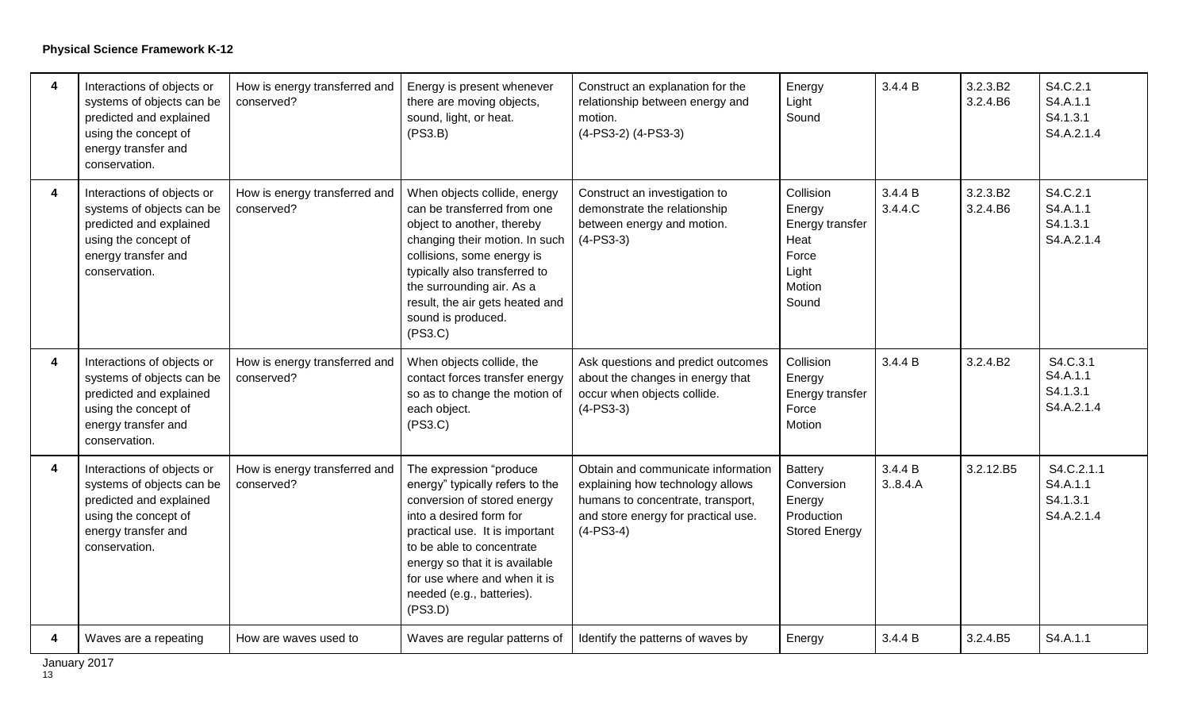**Physical Science Framework K-12**

| | | | | | | | | |
|---|---|---|---|---|---|---|---|---|
| **4** | Interactions of objects or systems of objects can be predicted and explained using the concept of energy transfer and conservation. | How is energy transferred and conserved? | Energy is present whenever there are moving objects, sound, light, or heat. (PS3.B) | Construct an explanation for the relationship between energy and motion. (4-PS3-2) (4-PS3-3) | Energy<br>Light<br>Sound | 3.4.4 B | 3.2.3.B2<br>3.2.4.B6 | S4.C.2.1<br>S4.A.1.1<br>S4.1.3.1<br>S4.A.2.1.4 |
| **4** | Interactions of objects or systems of objects can be predicted and explained using the concept of energy transfer and conservation. | How is energy transferred and conserved? | When objects collide, energy can be transferred from one object to another, thereby changing their motion. In such collisions, some energy is typically also transferred to the surrounding air. As a result, the air gets heated and sound is produced. (PS3.C) | Construct an investigation to demonstrate the relationship between energy and motion. (4-PS3-3) | Collision<br>Energy<br>Energy transfer<br>Heat<br>Force<br>Light<br>Motion<br>Sound | 3.4.4 B<br>3.4.4.C | 3.2.3.B2<br>3.2.4.B6 | S4.C.2.1<br>S4.A.1.1<br>S4.1.3.1<br>S4.A.2.1.4 |
| **4** | Interactions of objects or systems of objects can be predicted and explained using the concept of energy transfer and conservation. | How is energy transferred and conserved? | When objects collide, the contact forces transfer energy so as to change the motion of each object. (PS3.C) | Ask questions and predict outcomes about the changes in energy that occur when objects collide. (4-PS3-3) | Collision<br>Energy<br>Energy transfer<br>Force<br>Motion | 3.4.4 B | 3.2.4.B2 | S4.C.3.1<br>S4.A.1.1<br>S4.1.3.1<br>S4.A.2.1.4 |
| **4** | Interactions of objects or systems of objects can be predicted and explained using the concept of energy transfer and conservation. | How is energy transferred and conserved? | The expression "produce energy" typically refers to the conversion of stored energy into a desired form for practical use. It is important to be able to concentrate energy so that it is available for use where and when it is needed (e.g., batteries). (PS3.D) | Obtain and communicate information explaining how technology allows humans to concentrate, transport, and store energy for practical use. (4-PS3-4) | Battery<br>Conversion<br>Energy<br>Production<br>Stored Energy | 3.4.4 B<br>3..8.4.A | 3.2.12.B5 | S4.C.2.1.1<br>S4.A.1.1<br>S4.1.3.1<br>S4.A.2.1.4 |
| **4** | Waves are a repeating | How are waves used to | Waves are regular patterns of | Identify the patterns of waves by | Energy | 3.4.4 B | 3.2.4.B5 | S4.A.1.1 |

January 2017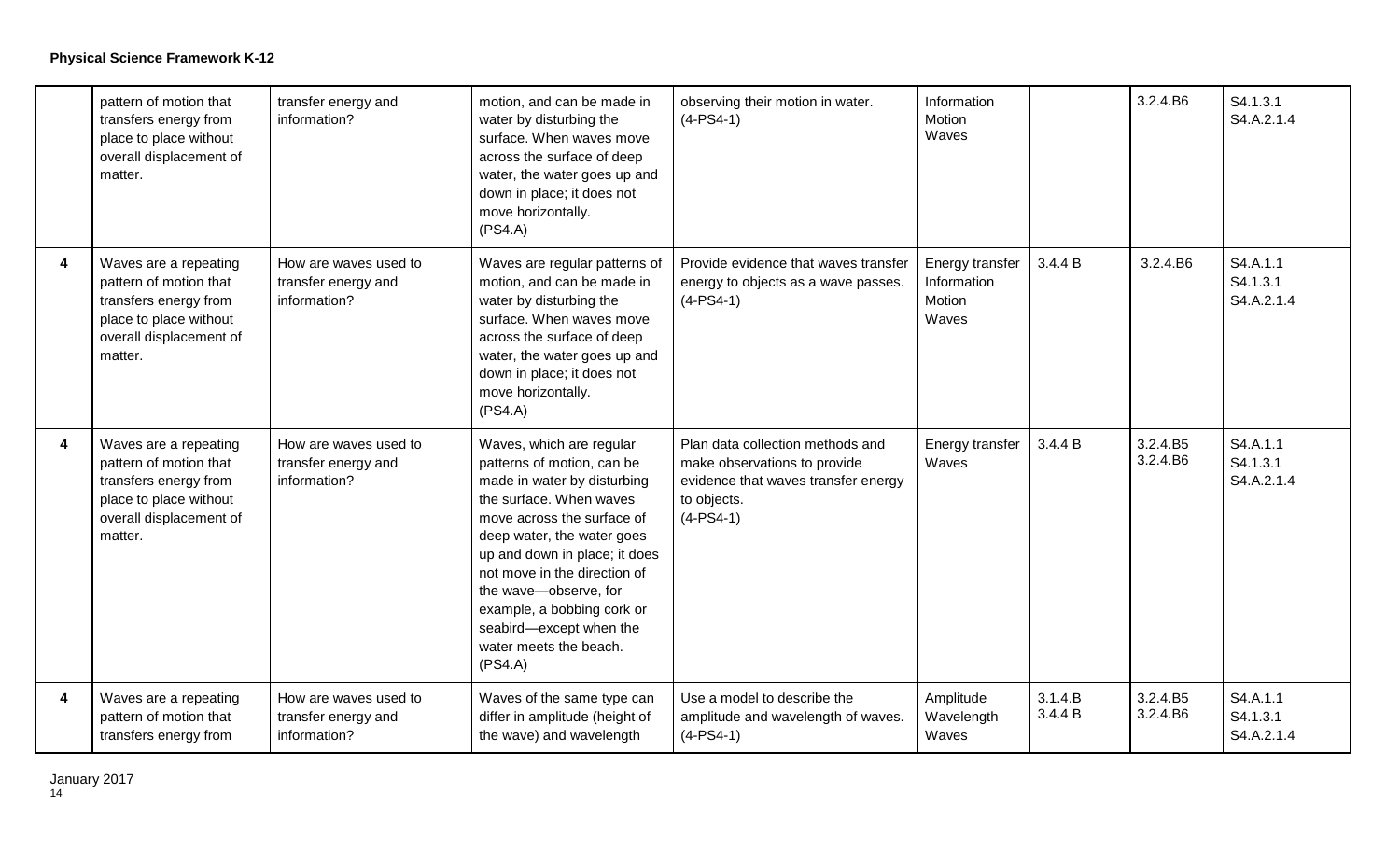**Physical Science Framework K-12**

| | | | | | | | | |
|---|---|---|---|---|---|---|---|---|
| | pattern of motion that transfers energy from place to place without overall displacement of matter. | transfer energy and information? | motion, and can be made in water by disturbing the surface. When waves move across the surface of deep water, the water goes up and down in place; it does not move horizontally. (PS4.A) | observing their motion in water. (4-PS4-1) | Information Motion Waves | | 3.2.4.B6 | S4.1.3.1 S4.A.2.1.4 |
| **4** | Waves are a repeating pattern of motion that transfers energy from place to place without overall displacement of matter. | How are waves used to transfer energy and information? | Waves are regular patterns of motion, and can be made in water by disturbing the surface. When waves move across the surface of deep water, the water goes up and down in place; it does not move horizontally. (PS4.A) | Provide evidence that waves transfer energy to objects as a wave passes. (4-PS4-1) | Energy transfer Information Motion Waves | 3.4.4 B | 3.2.4.B6 | S4.A.1.1 S4.1.3.1 S4.A.2.1.4 |
| **4** | Waves are a repeating pattern of motion that transfers energy from place to place without overall displacement of matter. | How are waves used to transfer energy and information? | Waves, which are regular patterns of motion, can be made in water by disturbing the surface. When waves move across the surface of deep water, the water goes up and down in place; it does not move in the direction of the wave—observe, for example, a bobbing cork or seabird—except when the water meets the beach. (PS4.A) | Plan data collection methods and make observations to provide evidence that waves transfer energy to objects. (4-PS4-1) | Energy transfer Waves | 3.4.4 B | 3.2.4.B5 3.2.4.B6 | S4.A.1.1 S4.1.3.1 S4.A.2.1.4 |
| **4** | Waves are a repeating pattern of motion that transfers energy from | How are waves used to transfer energy and information? | Waves of the same type can differ in amplitude (height of the wave) and wavelength | Use a model to describe the amplitude and wavelength of waves. (4-PS4-1) | Amplitude Wavelength Waves | 3.1.4.B 3.4.4 B | 3.2.4.B5 3.2.4.B6 | S4.A.1.1 S4.1.3.1 S4.A.2.1.4 |

January 2017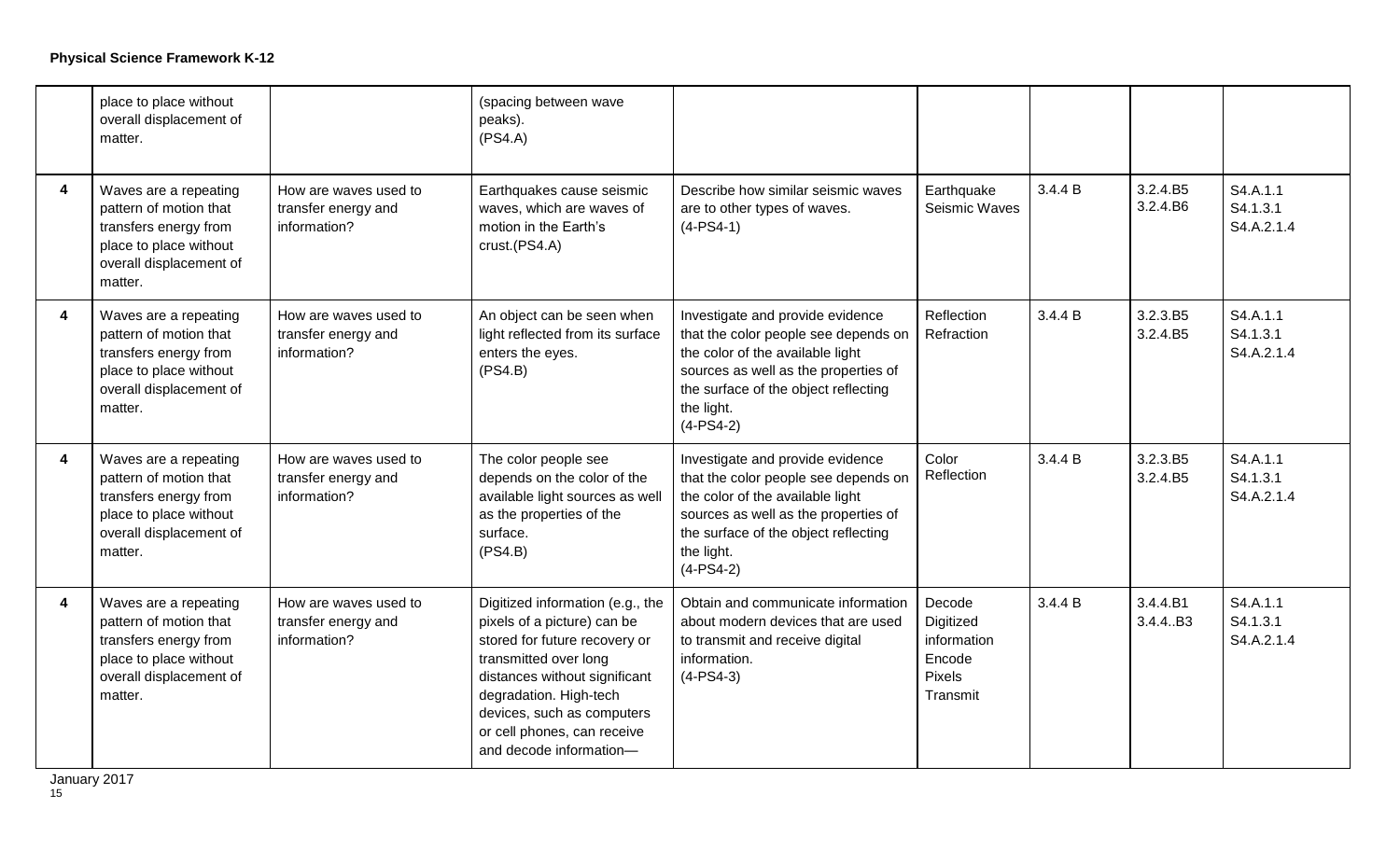| | | | | | | | | |
|---|---|---|---|---|---|---|---|---|
| | place to place without overall displacement of matter. | | (spacing between wave peaks). (PS4.A) | | | | | |
| **4** | Waves are a repeating pattern of motion that transfers energy from place to place without overall displacement of matter. | How are waves used to transfer energy and information? | Earthquakes cause seismic waves, which are waves of motion in the Earth's crust.(PS4.A) | Describe how similar seismic waves are to other types of waves. (4-PS4-1) | Earthquake Seismic Waves | 3.4.4 B | 3.2.4.B5 3.2.4.B6 | S4.A.1.1 S4.1.3.1 S4.A.2.1.4 |
| **4** | Waves are a repeating pattern of motion that transfers energy from place to place without overall displacement of matter. | How are waves used to transfer energy and information? | An object can be seen when light reflected from its surface enters the eyes. (PS4.B) | Investigate and provide evidence that the color people see depends on the color of the available light sources as well as the properties of the surface of the object reflecting the light. (4-PS4-2) | Reflection Refraction | 3.4.4 B | 3.2.3.B5 3.2.4.B5 | S4.A.1.1 S4.1.3.1 S4.A.2.1.4 |
| **4** | Waves are a repeating pattern of motion that transfers energy from place to place without overall displacement of matter. | How are waves used to transfer energy and information? | The color people see depends on the color of the available light sources as well as the properties of the surface. (PS4.B) | Investigate and provide evidence that the color people see depends on the color of the available light sources as well as the properties of the surface of the object reflecting the light. (4-PS4-2) | Color Reflection | 3.4.4 B | 3.2.3.B5 3.2.4.B5 | S4.A.1.1 S4.1.3.1 S4.A.2.1.4 |
| **4** | Waves are a repeating pattern of motion that transfers energy from place to place without overall displacement of matter. | How are waves used to transfer energy and information? | Digitized information (e.g., the pixels of a picture) can be stored for future recovery or transmitted over long distances without significant degradation. High-tech devices, such as computers or cell phones, can receive and decode information— | Obtain and communicate information about modern devices that are used to transmit and receive digital information. (4-PS4-3) | Decode Digitized information Encode Pixels Transmit | 3.4.4 B | 3.4.4.B1 3.4.4..B3 | S4.A.1.1 S4.1.3.1 S4.A.2.1.4 |

January 2017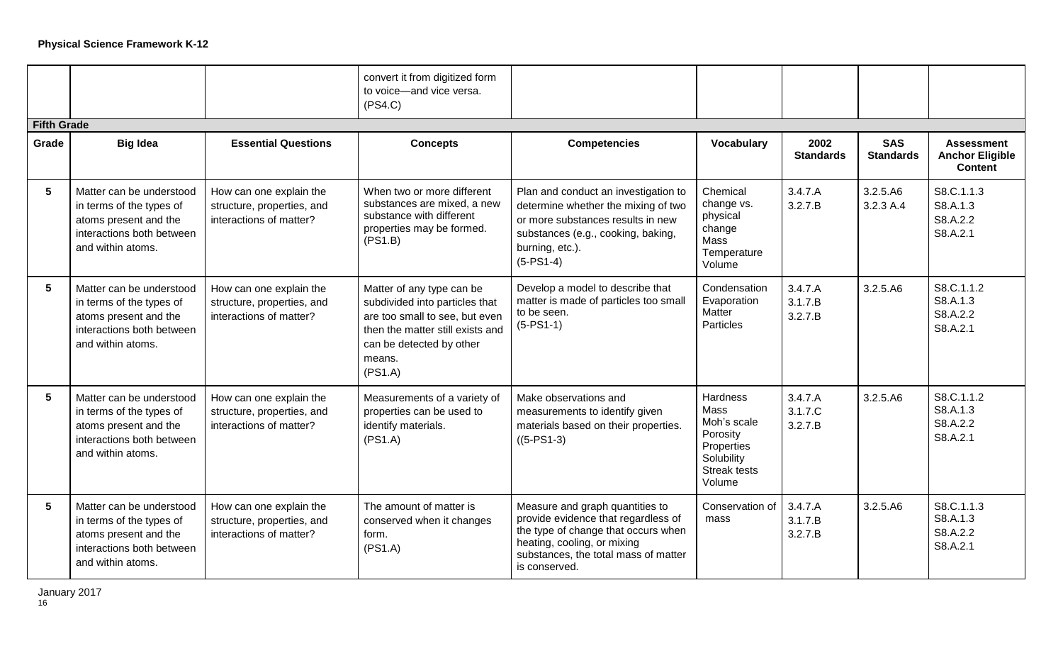**Physical Science Framework K-12**

| | | | convert it from digitized form to voice—and vice versa. (PS4.C) | | | | | |
|---|---|---|---|---|---|---|---|---|
| **Fifth Grade** | | | | | | | | |
| **Grade** | **Big Idea** | **Essential Questions** | **Concepts** | **Competencies** | **Vocabulary** | **2002 Standards** | **SAS Standards** | **Assessment Anchor Eligible Content** |
| 5 | Matter can be understood in terms of the types of atoms present and the interactions both between and within atoms. | How can one explain the structure, properties, and interactions of matter? | When two or more different substances are mixed, a new substance with different properties may be formed. (PS1.B) | Plan and conduct an investigation to determine whether the mixing of two or more substances results in new substances (e.g., cooking, baking, burning, etc.). (5-PS1-4) | Chemical change vs. physical change<br>Mass<br>Temperature<br>Volume | 3.4.7.A<br>3.2.7.B | 3.2.5.A6<br>3.2.3 A.4 | S8.C.1.1.3<br>S8.A.1.3<br>S8.A.2.2<br>S8.A.2.1 |
| 5 | Matter can be understood in terms of the types of atoms present and the interactions both between and within atoms. | How can one explain the structure, properties, and interactions of matter? | Matter of any type can be subdivided into particles that are too small to see, but even then the matter still exists and can be detected by other means. (PS1.A) | Develop a model to describe that matter is made of particles too small to be seen. (5-PS1-1) | Condensation<br>Evaporation<br>Matter<br>Particles | 3.4.7.A<br>3.1.7.B<br>3.2.7.B | 3.2.5.A6 | S8.C.1.1.2<br>S8.A.1.3<br>S8.A.2.2<br>S8.A.2.1 |
| 5 | Matter can be understood in terms of the types of atoms present and the interactions both between and within atoms. | How can one explain the structure, properties, and interactions of matter? | Measurements of a variety of properties can be used to identify materials. (PS1.A) | Make observations and measurements to identify given materials based on their properties. ((5-PS1-3) | Hardness<br>Mass<br>Moh's scale<br>Porosity<br>Properties<br>Solubility<br>Streak tests<br>Volume | 3.4.7.A<br>3.1.7.C<br>3.2.7.B | 3.2.5.A6 | S8.C.1.1.2<br>S8.A.1.3<br>S8.A.2.2<br>S8.A.2.1 |
| 5 | Matter can be understood in terms of the types of atoms present and the interactions both between and within atoms. | How can one explain the structure, properties, and interactions of matter? | The amount of matter is conserved when it changes form. (PS1.A) | Measure and graph quantities to provide evidence that regardless of the type of change that occurs when heating, cooling, or mixing substances, the total mass of matter is conserved. | Conservation of mass | 3.4.7.A<br>3.1.7.B<br>3.2.7.B | 3.2.5.A6 | S8.C.1.1.3<br>S8.A.1.3<br>S8.A.2.2<br>S8.A.2.1 |

January 2017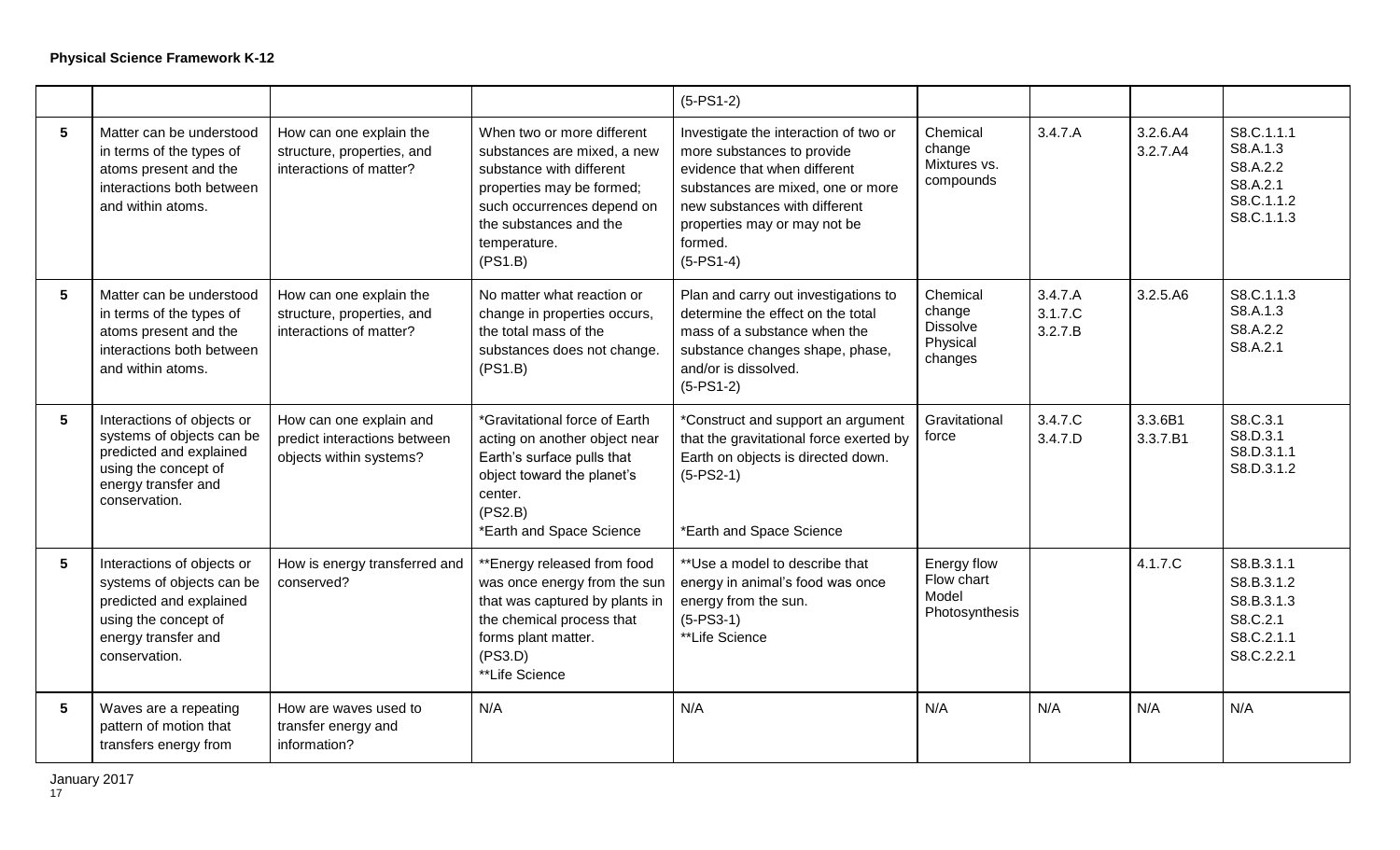**Physical Science Framework K-12**

| | | | | | | | | |
|---|---|---|---|---|---|---|---|---|
| | | | | (5-PS1-2) | | | | |
| 5 | Matter can be understood in terms of the types of atoms present and the interactions both between and within atoms. | How can one explain the structure, properties, and interactions of matter? | When two or more different substances are mixed, a new substance with different properties may be formed; such occurrences depend on the substances and the temperature. (PS1.B) | Investigate the interaction of two or more substances to provide evidence that when different substances are mixed, one or more new substances with different properties may or may not be formed. (5-PS1-4) | Chemical change Mixtures vs. compounds | 3.4.7.A | 3.2.6.A4 3.2.7.A4 | S8.C.1.1.1 S8.A.1.3 S8.A.2.2 S8.A.2.1 S8.C.1.1.2 S8.C.1.1.3 |
| 5 | Matter can be understood in terms of the types of atoms present and the interactions both between and within atoms. | How can one explain the structure, properties, and interactions of matter? | No matter what reaction or change in properties occurs, the total mass of the substances does not change. (PS1.B) | Plan and carry out investigations to determine the effect on the total mass of a substance when the substance changes shape, phase, and/or is dissolved. (5-PS1-2) | Chemical change Dissolve Physical changes | 3.4.7.A 3.1.7.C 3.2.7.B | 3.2.5.A6 | S8.C.1.1.3 S8.A.1.3 S8.A.2.2 S8.A.2.1 |
| 5 | Interactions of objects or systems of objects can be predicted and explained using the concept of energy transfer and conservation. | How can one explain and predict interactions between objects within systems? | *Gravitational force of Earth acting on another object near Earth's surface pulls that object toward the planet's center. (PS2.B) *Earth and Space Science | *Construct and support an argument that the gravitational force exerted by Earth on objects is directed down. (5-PS2-1) *Earth and Space Science | Gravitational force | 3.4.7.C 3.4.7.D | 3.3.6B1 3.3.7.B1 | S8.C.3.1 S8.D.3.1 S8.D.3.1.1 S8.D.3.1.2 |
| 5 | Interactions of objects or systems of objects can be predicted and explained using the concept of energy transfer and conservation. | How is energy transferred and conserved? | **Energy released from food was once energy from the sun that was captured by plants in the chemical process that forms plant matter. (PS3.D) **Life Science | **Use a model to describe that energy in animal's food was once energy from the sun. (5-PS3-1) **Life Science | Energy flow Flow chart Model Photosynthesis | | 4.1.7.C | S8.B.3.1.1 S8.B.3.1.2 S8.B.3.1.3 S8.C.2.1 S8.C.2.1.1 S8.C.2.2.1 |
| 5 | Waves are a repeating pattern of motion that transfers energy from | How are waves used to transfer energy and information? | N/A | N/A | N/A | N/A | N/A | N/A |

January 2017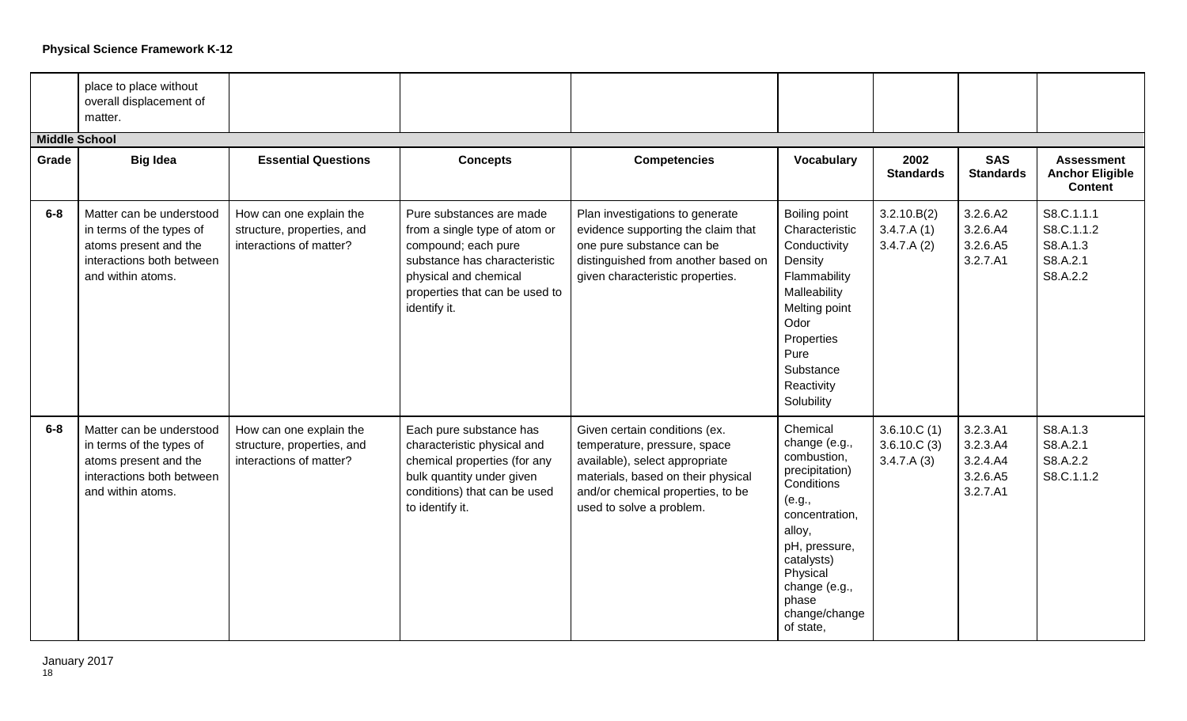| | place to place without overall displacement of matter. | | | | | | | |
|---|---|---|---|---|---|---|---|---|
| **Middle School** | | | | | | | | |
| **Grade** | **Big Idea** | **Essential Questions** | **Concepts** | **Competencies** | **Vocabulary** | **2002 Standards** | **SAS Standards** | **Assessment Anchor Eligible Content** |
| **6-8** | Matter can be understood in terms of the types of atoms present and the interactions both between and within atoms. | How can one explain the structure, properties, and interactions of matter? | Pure substances are made from a single type of atom or compound; each pure substance has characteristic physical and chemical properties that can be used to identify it. | Plan investigations to generate evidence supporting the claim that one pure substance can be distinguished from another based on given characteristic properties. | Boiling point Characteristic Conductivity Density Flammability Malleability Melting point Odor Properties Pure Substance Reactivity Solubility | 3.2.10.B(2) 3.4.7.A (1) 3.4.7.A (2) | 3.2.6.A2 3.2.6.A4 3.2.6.A5 3.2.7.A1 | S8.C.1.1.1 S8.C.1.1.2 S8.A.1.3 S8.A.2.1 S8.A.2.2 |
| **6-8** | Matter can be understood in terms of the types of atoms present and the interactions both between and within atoms. | How can one explain the structure, properties, and interactions of matter? | Each pure substance has characteristic physical and chemical properties (for any bulk quantity under given conditions) that can be used to identify it. | Given certain conditions (ex. temperature, pressure, space available), select appropriate materials, based on their physical and/or chemical properties, to be used to solve a problem. | Chemical change (e.g., combustion, precipitation) Conditions (e.g., concentration, alloy, pH, pressure, catalysts) Physical change (e.g., phase change/change of state, | 3.6.10.C (1) 3.6.10.C (3) 3.4.7.A (3) | 3.2.3.A1 3.2.3.A4 3.2.4.A4 3.2.6.A5 3.2.7.A1 | S8.A.1.3 S8.A.2.1 S8.A.2.2 S8.C.1.1.2 |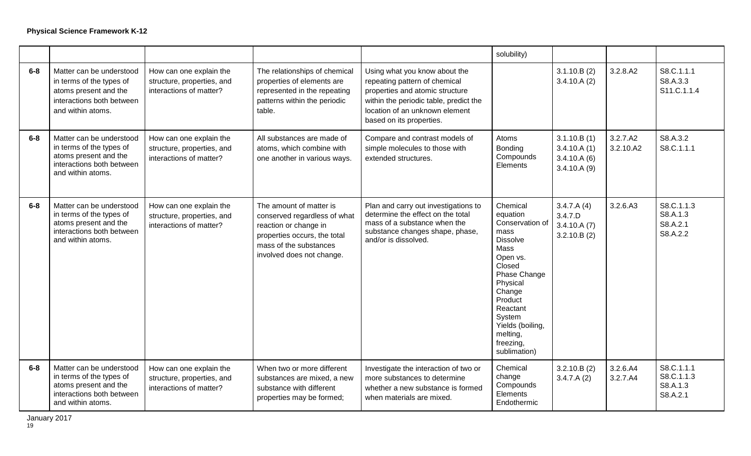**Physical Science Framework K-12**

| | | | | | | | | |
|---|---|---|---|---|---|---|---|---|
| | | | | | solubility) | | | |
| 6-8 | Matter can be understood in terms of the types of atoms present and the interactions both between and within atoms. | How can one explain the structure, properties, and interactions of matter? | The relationships of chemical properties of elements are represented in the repeating patterns within the periodic table. | Using what you know about the repeating pattern of chemical properties and atomic structure within the periodic table, predict the location of an unknown element based on its properties. | | 3.1.10.B (2)<br>3.4.10.A (2) | 3.2.8.A2 | S8.C.1.1.1<br>S8.A.3.3<br>S11.C.1.1.4 |
| 6-8 | Matter can be understood in terms of the types of atoms present and the interactions both between and within atoms. | How can one explain the structure, properties, and interactions of matter? | All substances are made of atoms, which combine with one another in various ways. | Compare and contrast models of simple molecules to those with extended structures. | Atoms<br>Bonding<br>Compounds<br>Elements | 3.1.10.B (1)<br>3.4.10.A (1)<br>3.4.10.A (6)<br>3.4.10.A (9) | 3.2.7.A2<br>3.2.10.A2 | S8.A.3.2<br>S8.C.1.1.1 |
| 6-8 | Matter can be understood in terms of the types of atoms present and the interactions both between and within atoms. | How can one explain the structure, properties, and interactions of matter? | The amount of matter is conserved regardless of what reaction or change in properties occurs, the total mass of the substances involved does not change. | Plan and carry out investigations to determine the effect on the total mass of a substance when the substance changes shape, phase, and/or is dissolved. | Chemical equation<br>Conservation of mass<br>Dissolve<br>Mass<br>Open vs. Closed<br>Phase Change<br>Physical Change<br>Product<br>Reactant<br>System<br>Yields (boiling, melting, freezing, sublimation) | 3.4.7.A (4)<br>3.4.7.D<br>3.4.10.A (7)<br>3.2.10.B (2) | 3.2.6.A3 | S8.C.1.1.3<br>S8.A.1.3<br>S8.A.2.1<br>S8.A.2.2 |
| 6-8 | Matter can be understood in terms of the types of atoms present and the interactions both between and within atoms. | How can one explain the structure, properties, and interactions of matter? | When two or more different substances are mixed, a new substance with different properties may be formed; | Investigate the interaction of two or more substances to determine whether a new substance is formed when materials are mixed. | Chemical change<br>Compounds<br>Elements<br>Endothermic | 3.2.10.B (2)<br>3.4.7.A (2) | 3.2.6.A4<br>3.2.7.A4 | S8.C.1.1.1<br>S8.C.1.1.3<br>S8.A.1.3<br>S8.A.2.1 |

January 2017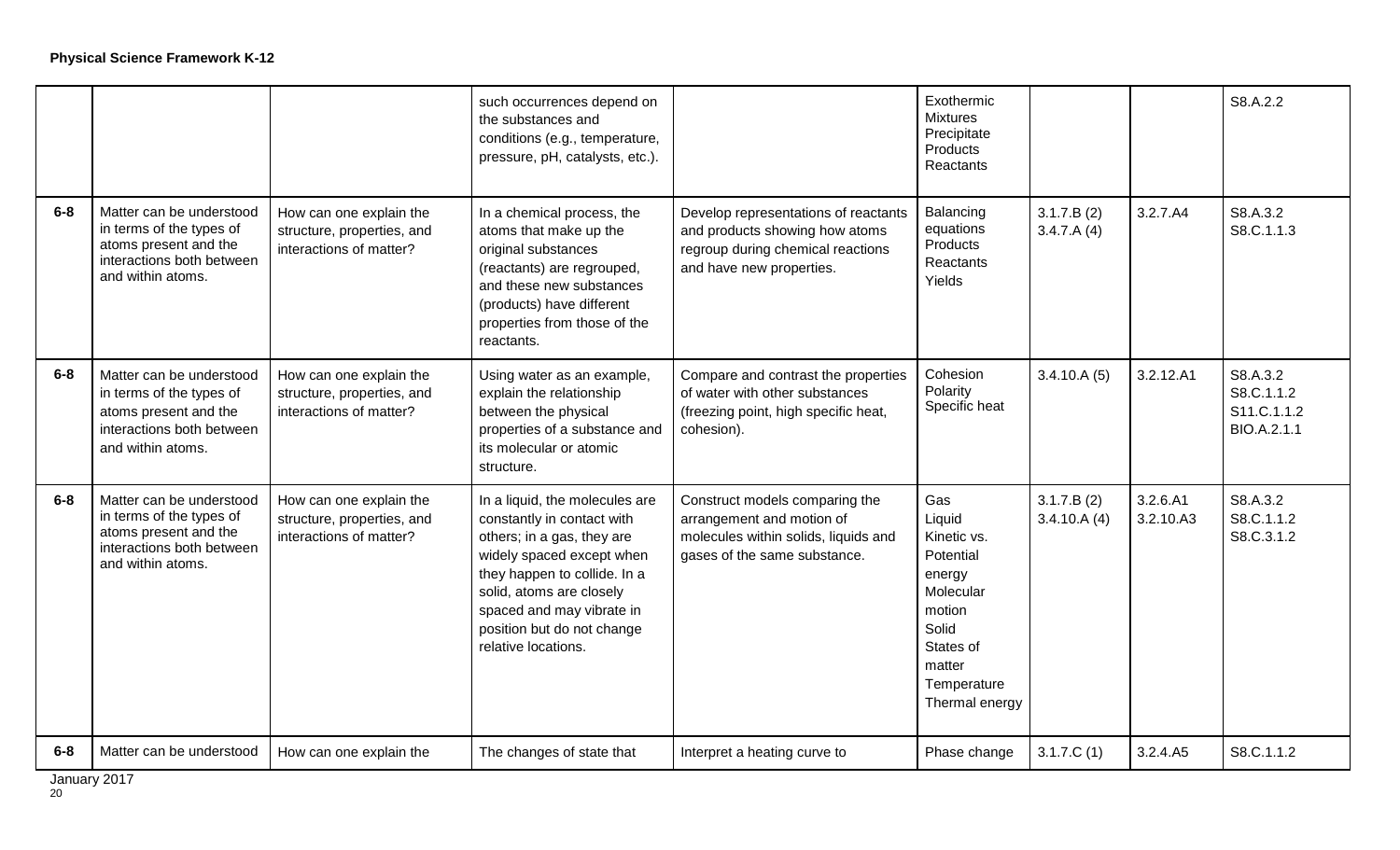**Physical Science Framework K-12**

| | | | | | | | | |
|---|---|---|---|---|---|---|---|---|
| | | | such occurrences depend on the substances and conditions (e.g., temperature, pressure, pH, catalysts, etc.). | | Exothermic<br>Mixtures<br>Precipitate<br>Products<br>Reactants | | | S8.A.2.2 |
| 6-8 | Matter can be understood in terms of the types of atoms present and the interactions both between and within atoms. | How can one explain the structure, properties, and interactions of matter? | In a chemical process, the atoms that make up the original substances (reactants) are regrouped, and these new substances (products) have different properties from those of the reactants. | Develop representations of reactants and products showing how atoms regroup during chemical reactions and have new properties. | Balancing equations<br>Products<br>Reactants<br>Yields | 3.1.7.B (2)<br>3.4.7.A (4) | 3.2.7.A4 | S8.A.3.2<br>S8.C.1.1.3 |
| 6-8 | Matter can be understood in terms of the types of atoms present and the interactions both between and within atoms. | How can one explain the structure, properties, and interactions of matter? | Using water as an example, explain the relationship between the physical properties of a substance and its molecular or atomic structure. | Compare and contrast the properties of water with other substances (freezing point, high specific heat, cohesion). | Cohesion<br>Polarity<br>Specific heat | 3.4.10.A (5) | 3.2.12.A1 | S8.A.3.2<br>S8.C.1.1.2<br>S11.C.1.1.2<br>BIO.A.2.1.1 |
| 6-8 | Matter can be understood in terms of the types of atoms present and the interactions both between and within atoms. | How can one explain the structure, properties, and interactions of matter? | In a liquid, the molecules are constantly in contact with others; in a gas, they are widely spaced except when they happen to collide. In a solid, atoms are closely spaced and may vibrate in position but do not change relative locations. | Construct models comparing the arrangement and motion of molecules within solids, liquids and gases of the same substance. | Gas<br>Liquid<br>Kinetic vs. Potential energy<br>Molecular motion<br>Solid<br>States of matter<br>Temperature<br>Thermal energy | 3.1.7.B (2)<br>3.4.10.A (4) | 3.2.6.A1<br>3.2.10.A3 | S8.A.3.2<br>S8.C.1.1.2<br>S8.C.3.1.2 |
| 6-8 | Matter can be understood | How can one explain the | The changes of state that | Interpret a heating curve to | Phase change | 3.1.7.C (1) | 3.2.4.A5 | S8.C.1.1.2 |

January 2017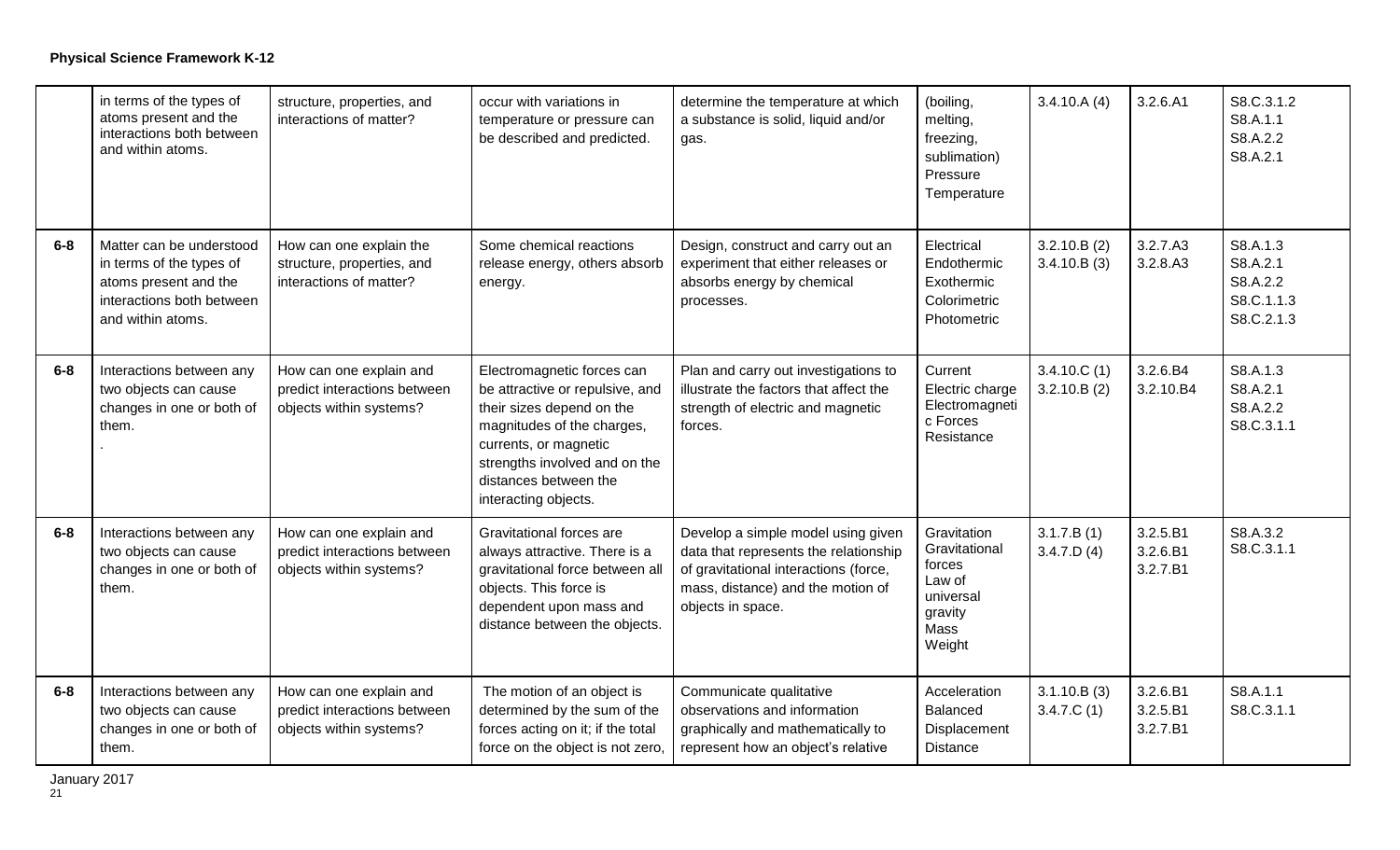**Physical Science Framework K-12**

| | | | | | | | | |
|---|---|---|---|---|---|---|---|---|
| | in terms of the types of atoms present and the interactions both between and within atoms. | structure, properties, and interactions of matter? | occur with variations in temperature or pressure can be described and predicted. | determine the temperature at which a substance is solid, liquid and/or gas. | (boiling, melting, freezing, sublimation) Pressure Temperature | 3.4.10.A (4) | 3.2.6.A1 | S8.C.3.1.2 S8.A.1.1 S8.A.2.2 S8.A.2.1 |
| 6-8 | Matter can be understood in terms of the types of atoms present and the interactions both between and within atoms. | How can one explain the structure, properties, and interactions of matter? | Some chemical reactions release energy, others absorb energy. | Design, construct and carry out an experiment that either releases or absorbs energy by chemical processes. | Electrical Endothermic Exothermic Colorimetric Photometric | 3.2.10.B (2) 3.4.10.B (3) | 3.2.7.A3 3.2.8.A3 | S8.A.1.3 S8.A.2.1 S8.A.2.2 S8.C.1.1.3 S8.C.2.1.3 |
| 6-8 | Interactions between any two objects can cause changes in one or both of them. . | How can one explain and predict interactions between objects within systems? | Electromagnetic forces can be attractive or repulsive, and their sizes depend on the magnitudes of the charges, currents, or magnetic strengths involved and on the distances between the interacting objects. | Plan and carry out investigations to illustrate the factors that affect the strength of electric and magnetic forces. | Current Electric charge Electromagnetic Forces Resistance | 3.4.10.C (1) 3.2.10.B (2) | 3.2.6.B4 3.2.10.B4 | S8.A.1.3 S8.A.2.1 S8.A.2.2 S8.C.3.1.1 |
| 6-8 | Interactions between any two objects can cause changes in one or both of them. | How can one explain and predict interactions between objects within systems? | Gravitational forces are always attractive. There is a gravitational force between all objects. This force is dependent upon mass and distance between the objects. | Develop a simple model using given data that represents the relationship of gravitational interactions (force, mass, distance) and the motion of objects in space. | Gravitation Gravitational forces Law of universal gravity Mass Weight | 3.1.7.B (1) 3.4.7.D (4) | 3.2.5.B1 3.2.6.B1 3.2.7.B1 | S8.A.3.2 S8.C.3.1.1 |
| 6-8 | Interactions between any two objects can cause changes in one or both of them. | How can one explain and predict interactions between objects within systems? | The motion of an object is determined by the sum of the forces acting on it; if the total force on the object is not zero, | Communicate qualitative observations and information graphically and mathematically to represent how an object's relative | Acceleration Balanced Displacement Distance | 3.1.10.B (3) 3.4.7.C (1) | 3.2.6.B1 3.2.5.B1 3.2.7.B1 | S8.A.1.1 S8.C.3.1.1 |

January 2017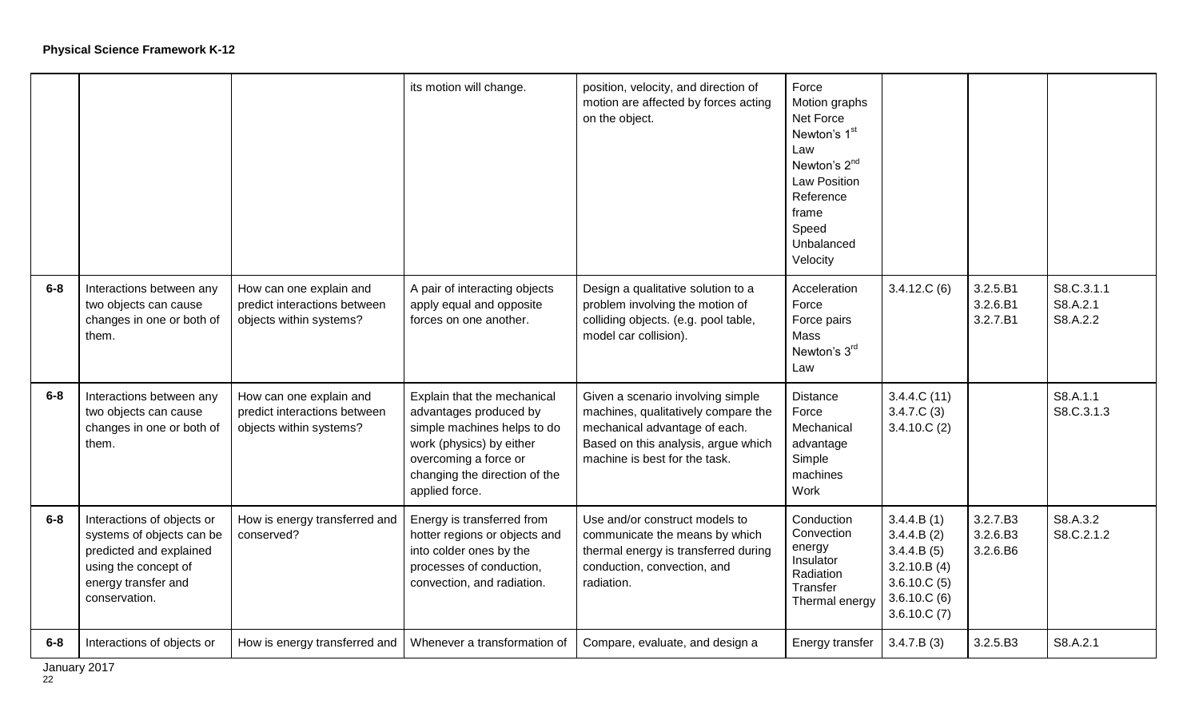**Physical Science Framework K-12**

| | | | | | | | | |
|---|---|---|---|---|---|---|---|---|
| | | | its motion will change. | position, velocity, and direction of motion are affected by forces acting on the object. | Force<br>Motion graphs<br>Net Force<br>Newton's 1st Law<br>Newton's 2nd Law Position<br>Reference frame<br>Speed<br>Unbalanced<br>Velocity | | | |
| 6-8 | Interactions between any two objects can cause changes in one or both of them. | How can one explain and predict interactions between objects within systems? | A pair of interacting objects apply equal and opposite forces on one another. | Design a qualitative solution to a problem involving the motion of colliding objects. (e.g. pool table, model car collision). | Acceleration<br>Force<br>Force pairs<br>Mass<br>Newton's 3rd Law | 3.4.12.C (6) | 3.2.5.B1<br>3.2.6.B1<br>3.2.7.B1 | S8.C.3.1.1<br>S8.A.2.1<br>S8.A.2.2 |
| 6-8 | Interactions between any two objects can cause changes in one or both of them. | How can one explain and predict interactions between objects within systems? | Explain that the mechanical advantages produced by simple machines helps to do work (physics) by either overcoming a force or changing the direction of the applied force. | Given a scenario involving simple machines, qualitatively compare the mechanical advantage of each. Based on this analysis, argue which machine is best for the task. | Distance<br>Force<br>Mechanical advantage<br>Simple machines<br>Work | 3.4.4.C (11)<br>3.4.7.C (3)<br>3.4.10.C (2) | | S8.A.1.1<br>S8.C.3.1.3 |
| 6-8 | Interactions of objects or systems of objects can be predicted and explained using the concept of energy transfer and conservation. | How is energy transferred and conserved? | Energy is transferred from hotter regions or objects and into colder ones by the processes of conduction, convection, and radiation. | Use and/or construct models to communicate the means by which thermal energy is transferred during conduction, convection, and radiation. | Conduction<br>Convection energy<br>Insulator<br>Radiation<br>Transfer<br>Thermal energy | 3.4.4.B (1)<br>3.4.4.B (2)<br>3.4.4.B (5)<br>3.2.10.B (4)<br>3.6.10.C (5)<br>3.6.10.C (6)<br>3.6.10.C (7) | 3.2.7.B3<br>3.2.6.B3<br>3.2.6.B6 | S8.A.3.2<br>S8.C.2.1.2 |
| 6-8 | Interactions of objects or | How is energy transferred and | Whenever a transformation of | Compare, evaluate, and design a | Energy transfer | 3.4.7.B (3) | 3.2.5.B3 | S8.A.2.1 |

January 2017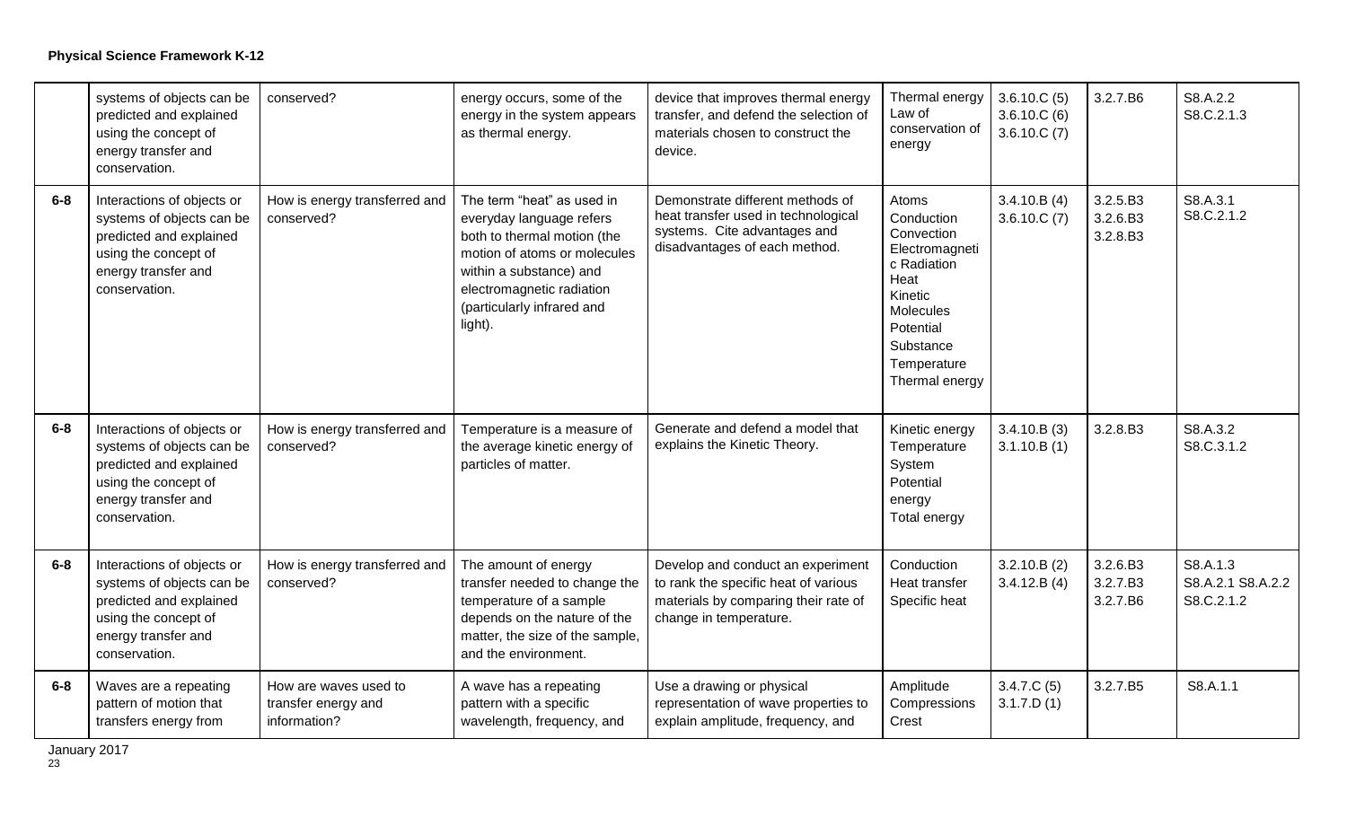**Physical Science Framework K-12**

| | | | | | | | | |
|---|---|---|---|---|---|---|---|---|
| | systems of objects can be predicted and explained using the concept of energy transfer and conservation. | conserved? | energy occurs, some of the energy in the system appears as thermal energy. | device that improves thermal energy transfer, and defend the selection of materials chosen to construct the device. | Thermal energy<br>Law of conservation of energy | 3.6.10.C (5)<br>3.6.10.C (6)<br>3.6.10.C (7) | 3.2.7.B6 | S8.A.2.2<br>S8.C.2.1.3 |
| 6-8 | Interactions of objects or systems of objects can be predicted and explained using the concept of energy transfer and conservation. | How is energy transferred and conserved? | The term "heat" as used in everyday language refers both to thermal motion (the motion of atoms or molecules within a substance) and electromagnetic radiation (particularly infrared and light). | Demonstrate different methods of heat transfer used in technological systems. Cite advantages and disadvantages of each method. | Atoms<br>Conduction<br>Convection<br>Electromagnetic Radiation<br>Heat<br>Kinetic<br>Molecules<br>Potential<br>Substance<br>Temperature<br>Thermal energy | 3.4.10.B (4)<br>3.6.10.C (7) | 3.2.5.B3<br>3.2.6.B3<br>3.2.8.B3 | S8.A.3.1<br>S8.C.2.1.2 |
| 6-8 | Interactions of objects or systems of objects can be predicted and explained using the concept of energy transfer and conservation. | How is energy transferred and conserved? | Temperature is a measure of the average kinetic energy of particles of matter. | Generate and defend a model that explains the Kinetic Theory. | Kinetic energy<br>Temperature<br>System<br>Potential energy<br>Total energy | 3.4.10.B (3)<br>3.1.10.B (1) | 3.2.8.B3 | S8.A.3.2<br>S8.C.3.1.2 |
| 6-8 | Interactions of objects or systems of objects can be predicted and explained using the concept of energy transfer and conservation. | How is energy transferred and conserved? | The amount of energy transfer needed to change the temperature of a sample depends on the nature of the matter, the size of the sample, and the environment. | Develop and conduct an experiment to rank the specific heat of various materials by comparing their rate of change in temperature. | Conduction<br>Heat transfer<br>Specific heat | 3.2.10.B (2)<br>3.4.12.B (4) | 3.2.6.B3<br>3.2.7.B3<br>3.2.7.B6 | S8.A.1.3<br>S8.A.2.1 S8.A.2.2<br>S8.C.2.1.2 |
| 6-8 | Waves are a repeating pattern of motion that transfers energy from | How are waves used to transfer energy and information? | A wave has a repeating pattern with a specific wavelength, frequency, and | Use a drawing or physical representation of wave properties to explain amplitude, frequency, and | Amplitude<br>Compressions<br>Crest | 3.4.7.C (5)<br>3.1.7.D (1) | 3.2.7.B5 | S8.A.1.1 |

January 2017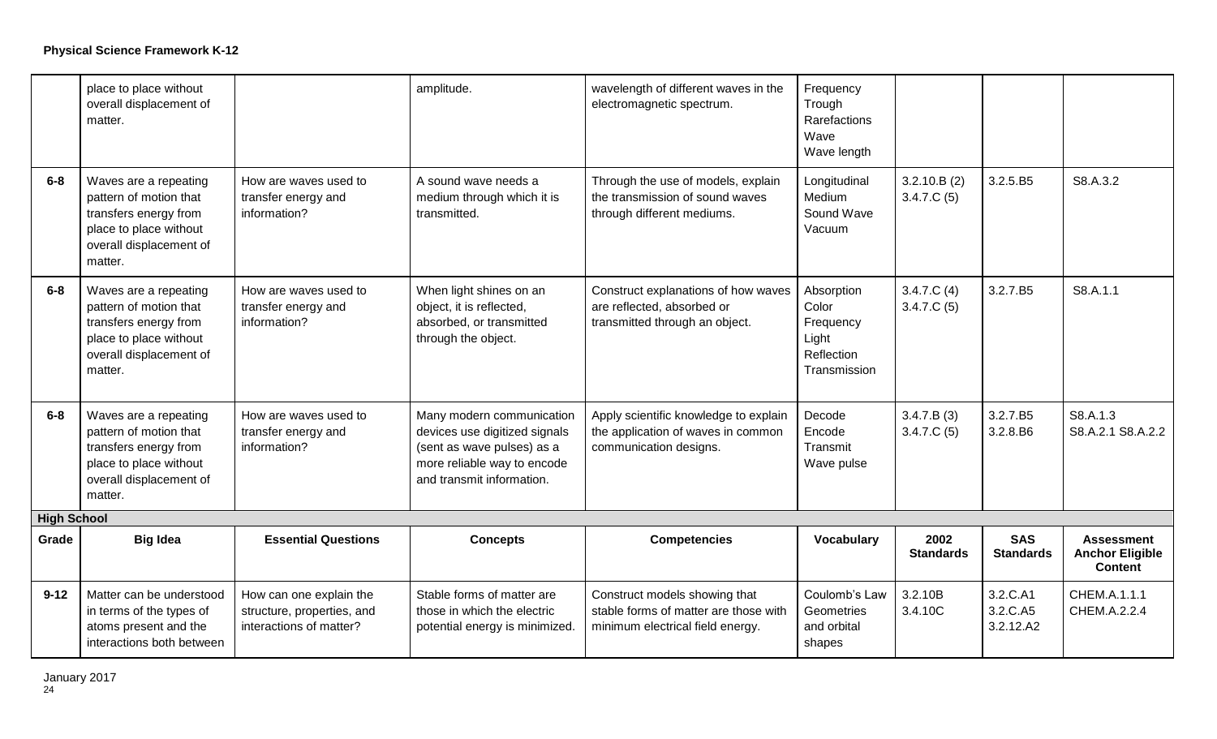**Physical Science Framework K-12**

| Grade | Big Idea | Essential Questions | Concepts | Competencies | Vocabulary | 2002 Standards | SAS Standards | Assessment Anchor Eligible Content |
|---|---|---|---|---|---|---|---|---|
| | place to place without overall displacement of matter. | | amplitude. | wavelength of different waves in the electromagnetic spectrum. | Frequency Trough Rarefactions Wave Wave length | | | |
| 6-8 | Waves are a repeating pattern of motion that transfers energy from place to place without overall displacement of matter. | How are waves used to transfer energy and information? | A sound wave needs a medium through which it is transmitted. | Through the use of models, explain the transmission of sound waves through different mediums. | Longitudinal Medium Sound Wave Vacuum | 3.2.10.B (2) 3.4.7.C (5) | 3.2.5.B5 | S8.A.3.2 |
| 6-8 | Waves are a repeating pattern of motion that transfers energy from place to place without overall displacement of matter. | How are waves used to transfer energy and information? | When light shines on an object, it is reflected, absorbed, or transmitted through the object. | Construct explanations of how waves are reflected, absorbed or transmitted through an object. | Absorption Color Frequency Light Reflection Transmission | 3.4.7.C (4) 3.4.7.C (5) | 3.2.7.B5 | S8.A.1.1 |
| 6-8 | Waves are a repeating pattern of motion that transfers energy from place to place without overall displacement of matter. | How are waves used to transfer energy and information? | Many modern communication devices use digitized signals (sent as wave pulses) as a more reliable way to encode and transmit information. | Apply scientific knowledge to explain the application of waves in common communication designs. | Decode Encode Transmit Wave pulse | 3.4.7.B (3) 3.4.7.C (5) | 3.2.7.B5 3.2.8.B6 | S8.A.1.3 S8.A.2.1 S8.A.2.2 |
| **High School** | | | | | | | | |
| **Grade** | **Big Idea** | **Essential Questions** | **Concepts** | **Competencies** | **Vocabulary** | **2002 Standards** | **SAS Standards** | **Assessment Anchor Eligible Content** |
| 9-12 | Matter can be understood in terms of the types of atoms present and the interactions both between | How can one explain the structure, properties, and interactions of matter? | Stable forms of matter are those in which the electric potential energy is minimized. | Construct models showing that stable forms of matter are those with minimum electrical field energy. | Coulomb's Law Geometries and orbital shapes | 3.2.10B 3.4.10C | 3.2.C.A1 3.2.C.A5 3.2.12.A2 | CHEM.A.1.1.1 CHEM.A.2.2.4 |

January 2017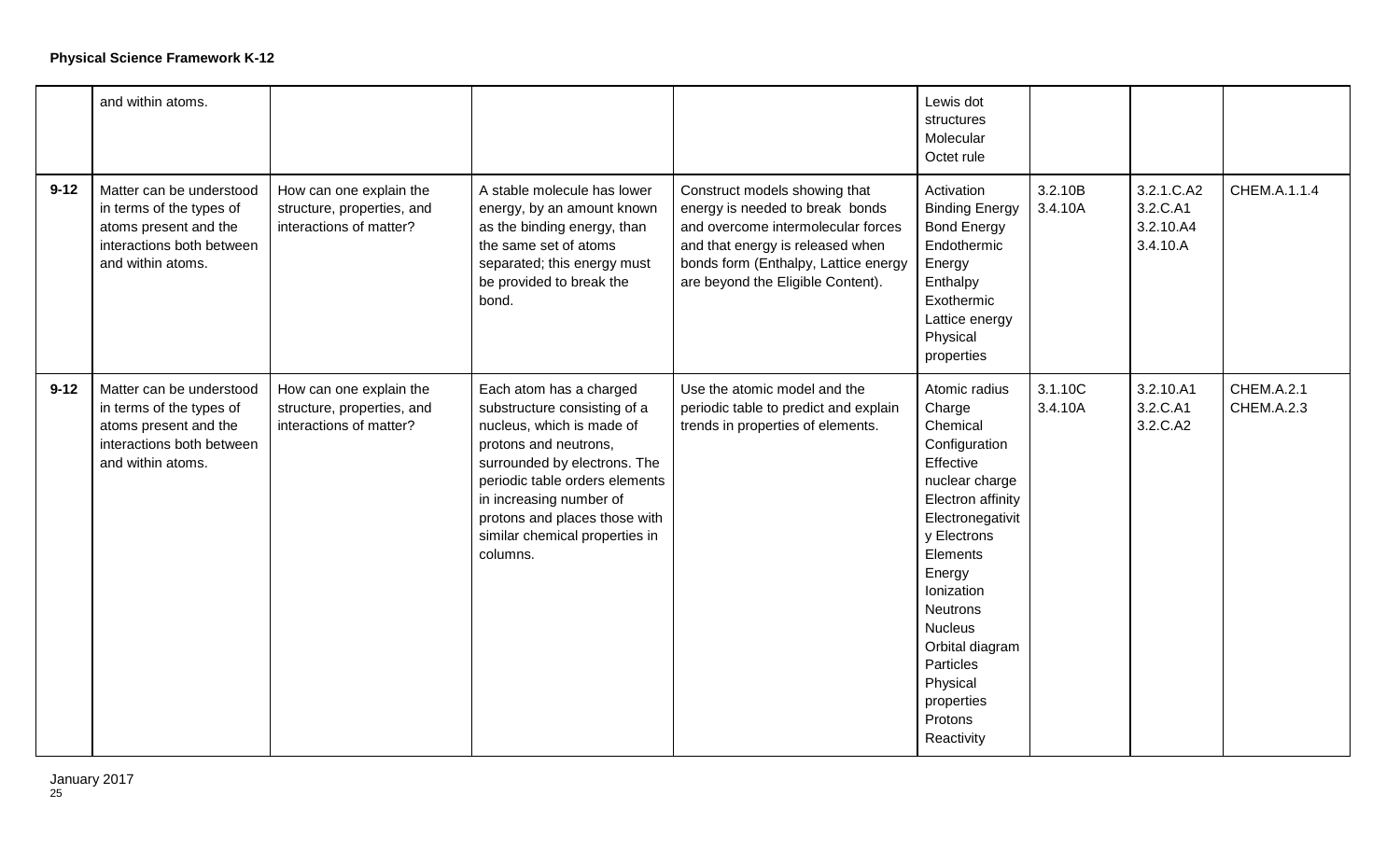**Physical Science Framework K-12**

| | | | | | | | | |
|---|---|---|---|---|---|---|---|---|
| | and within atoms. | | | | Lewis dot structures<br>Molecular<br>Octet rule | | | |
| 9-12 | Matter can be understood in terms of the types of atoms present and the interactions both between and within atoms. | How can one explain the structure, properties, and interactions of matter? | A stable molecule has lower energy, by an amount known as the binding energy, than the same set of atoms separated; this energy must be provided to break the bond. | Construct models showing that energy is needed to break bonds and overcome intermolecular forces and that energy is released when bonds form (Enthalpy, Lattice energy are beyond the Eligible Content). | Activation<br>Binding Energy<br>Bond Energy<br>Endothermic<br>Energy<br>Enthalpy<br>Exothermic<br>Lattice energy<br>Physical properties | 3.2.10B<br>3.4.10A | 3.2.1.C.A2<br>3.2.C.A1<br>3.2.10.A4<br>3.4.10.A | CHEM.A.1.1.4 |
| 9-12 | Matter can be understood in terms of the types of atoms present and the interactions both between and within atoms. | How can one explain the structure, properties, and interactions of matter? | Each atom has a charged substructure consisting of a nucleus, which is made of protons and neutrons, surrounded by electrons. The periodic table orders elements in increasing number of protons and places those with similar chemical properties in columns. | Use the atomic model and the periodic table to predict and explain trends in properties of elements. | Atomic radius<br>Charge<br>Chemical<br>Configuration<br>Effective nuclear charge<br>Electron affinity<br>Electronegativity<br>Electrons<br>Elements<br>Energy<br>Ionization<br>Neutrons<br>Nucleus<br>Orbital diagram<br>Particles<br>Physical properties<br>Protons<br>Reactivity | 3.1.10C<br>3.4.10A | 3.2.10.A1<br>3.2.C.A1<br>3.2.C.A2 | CHEM.A.2.1<br>CHEM.A.2.3 |

January 2017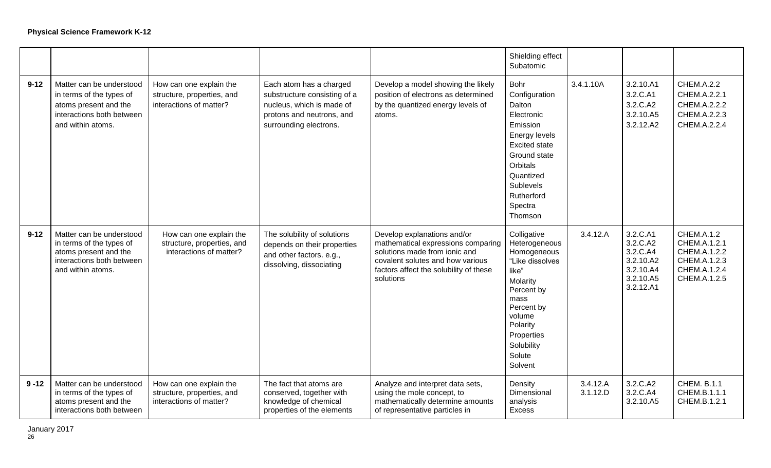**Physical Science Framework K-12**

| | | | | | | | | |
|---|---|---|---|---|---|---|---|---|
| | | | | | Shielding effect<br>Subatomic | | | |
| **9-12** | Matter can be understood in terms of the types of atoms present and the interactions both between and within atoms. | How can one explain the structure, properties, and interactions of matter? | Each atom has a charged substructure consisting of a nucleus, which is made of protons and neutrons, and surrounding electrons. | Develop a model showing the likely position of electrons as determined by the quantized energy levels of atoms. | Bohr<br>Configuration<br>Dalton<br>Electronic<br>Emission<br>Energy levels<br>Excited state<br>Ground state<br>Orbitals<br>Quantized<br>Sublevels<br>Rutherford<br>Spectra<br>Thomson | 3.4.1.10A | 3.2.10.A1<br>3.2.C.A1<br>3.2.C.A2<br>3.2.10.A5<br>3.2.12.A2 | CHEM.A.2.2<br>CHEM.A.2.2.1<br>CHEM.A.2.2.2<br>CHEM.A.2.2.3<br>CHEM.A.2.2.4 |
| **9-12** | Matter can be understood in terms of the types of atoms present and the interactions both between and within atoms. | How can one explain the structure, properties, and interactions of matter? | The solubility of solutions depends on their properties and other factors. e.g., dissolving, dissociating | Develop explanations and/or mathematical expressions comparing solutions made from ionic and covalent solutes and how various factors affect the solubility of these solutions | Colligative<br>Heterogeneous<br>Homogeneous<br>"Like dissolves like"<br>Molarity<br>Percent by mass<br>Percent by volume<br>Polarity<br>Properties<br>Solubility<br>Solute<br>Solvent | 3.4.12.A | 3.2.C.A1<br>3.2.C.A2<br>3.2.C.A4<br>3.2.10.A2<br>3.2.10.A4<br>3.2.10.A5<br>3.2.12.A1 | CHEM.A.1.2<br>CHEM.A.1.2.1<br>CHEM.A.1.2.2<br>CHEM.A.1.2.3<br>CHEM.A.1.2.4<br>CHEM.A.1.2.5 |
| **9 -12** | Matter can be understood in terms of the types of atoms present and the interactions both between | How can one explain the structure, properties, and interactions of matter? | The fact that atoms are conserved, together with knowledge of chemical properties of the elements | Analyze and interpret data sets, using the mole concept, to mathematically determine amounts of representative particles in | Density<br>Dimensional analysis<br>Excess | 3.4.12.A<br>3.1.12.D | 3.2.C.A2<br>3.2.C.A4<br>3.2.10.A5 | CHEM. B.1.1<br>CHEM.B.1.1.1<br>CHEM.B.1.2.1 |

January 2017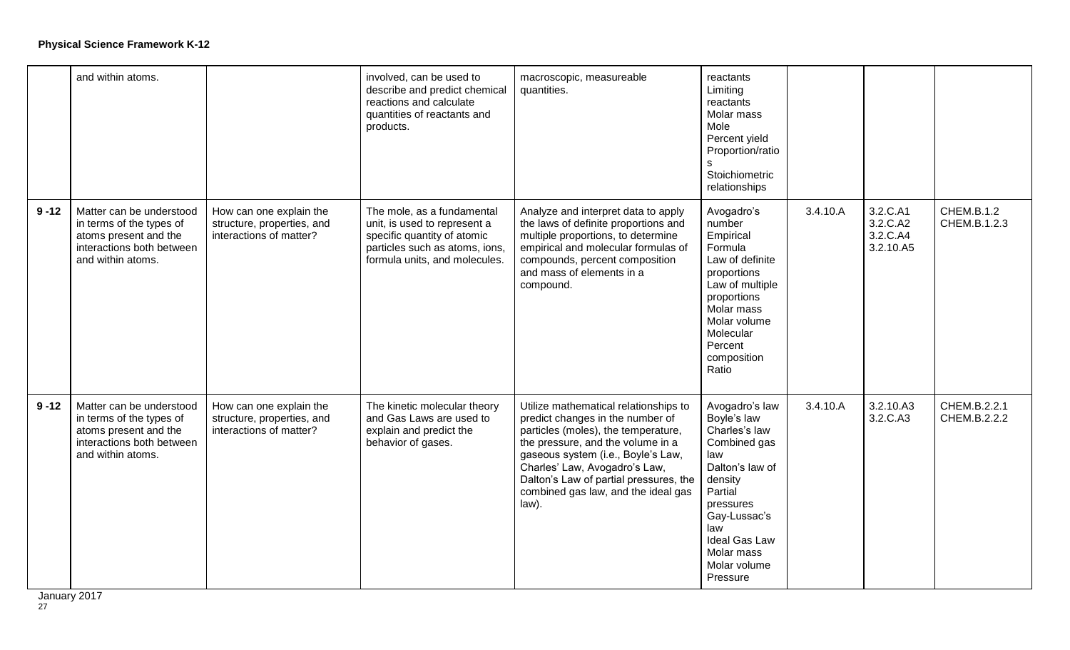| | | | | | | | | |
|---|---|---|---|---|---|---|---|---|
| | and within atoms. | | involved, can be used to describe and predict chemical reactions and calculate quantities of reactants and products. | macroscopic, measureable quantities. | reactants<br>Limiting reactants<br>Molar mass<br>Mole<br>Percent yield<br>Proportion/ratios<br>Stoichiometric relationships | | | |
| 9 -12 | Matter can be understood in terms of the types of atoms present and the interactions both between and within atoms. | How can one explain the structure, properties, and interactions of matter? | The mole, as a fundamental unit, is used to represent a specific quantity of atomic particles such as atoms, ions, formula units, and molecules. | Analyze and interpret data to apply the laws of definite proportions and multiple proportions, to determine empirical and molecular formulas of compounds, percent composition and mass of elements in a compound. | Avogadro's number<br>Empirical Formula<br>Law of definite proportions<br>Law of multiple proportions<br>Molar mass<br>Molar volume<br>Molecular<br>Percent composition<br>Ratio | 3.4.10.A | 3.2.C.A1<br>3.2.C.A2<br>3.2.C.A4<br>3.2.10.A5 | CHEM.B.1.2<br>CHEM.B.1.2.3 |
| 9 -12 | Matter can be understood in terms of the types of atoms present and the interactions both between and within atoms. | How can one explain the structure, properties, and interactions of matter? | The kinetic molecular theory and Gas Laws are used to explain and predict the behavior of gases. | Utilize mathematical relationships to predict changes in the number of particles (moles), the temperature, the pressure, and the volume in a gaseous system (i.e., Boyle's Law, Charles' Law, Avogadro's Law, Dalton's Law of partial pressures, the combined gas law, and the ideal gas law). | Avogadro's law<br>Boyle's law<br>Charles's law<br>Combined gas law<br>Dalton's law of density<br>Partial pressures<br>Gay-Lussac's law<br>Ideal Gas Law<br>Molar mass<br>Molar volume<br>Pressure | 3.4.10.A | 3.2.10.A3<br>3.2.C.A3 | CHEM.B.2.2.1<br>CHEM.B.2.2.2 |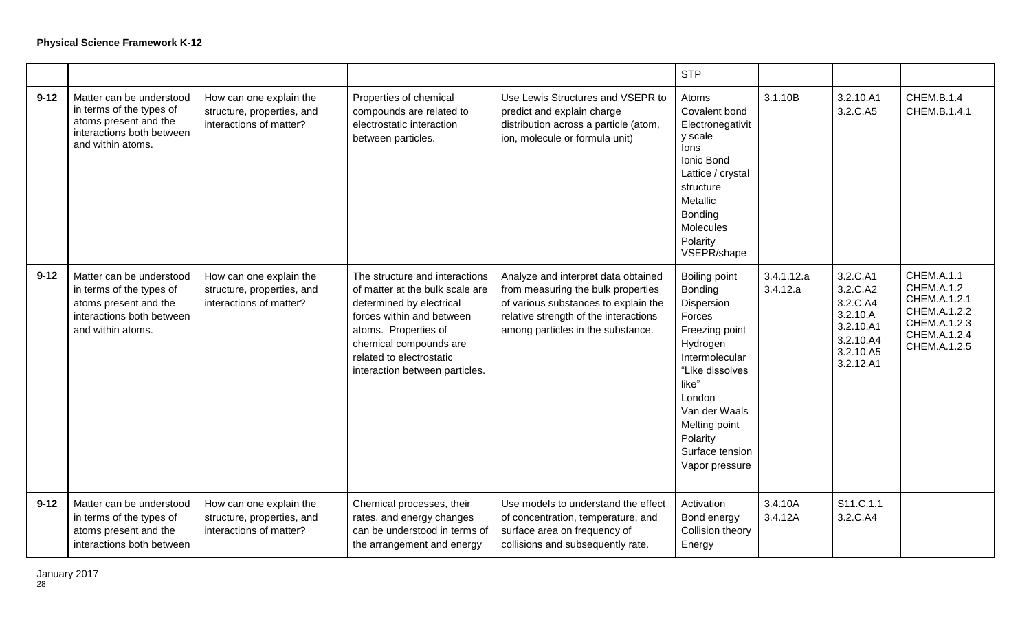**Physical Science Framework K-12**

| | | | | | | | | |
|---|---|---|---|---|---|---|---|---|
| | | | | | STP | | | |
| 9-12 | Matter can be understood in terms of the types of atoms present and the interactions both between and within atoms. | How can one explain the structure, properties, and interactions of matter? | Properties of chemical compounds are related to electrostatic interaction between particles. | Use Lewis Structures and VSEPR to predict and explain charge distribution across a particle (atom, molecule or formula unit) | Atoms<br>Covalent bond<br>Electronegativity scale<br>Ions<br>Ionic Bond<br>Lattice / crystal structure<br>Metallic Bonding<br>Molecules<br>Polarity<br>VSEPR/shape | 3.1.10B | 3.2.10.A1<br>3.2.C.A5 | CHEM.B.1.4<br>CHEM.B.1.4.1 |
| 9-12 | Matter can be understood in terms of the types of atoms present and the interactions both between and within atoms. | How can one explain the structure, properties, and interactions of matter? | The structure and interactions of matter at the bulk scale are determined by electrical forces within and between atoms. Properties of chemical compounds are related to electrostatic interaction between particles. | Analyze and interpret data obtained from measuring the bulk properties of various substances to explain the relative strength of the interactions among particles in the substance. | Boiling point<br>Bonding<br>Dispersion Forces<br>Freezing point<br>Hydrogen<br>Intermolecular<br>"Like dissolves like"<br>London<br>Van der Waals<br>Melting point<br>Polarity<br>Surface tension<br>Vapor pressure | 3.4.1.12.a<br>3.4.12.a | 3.2.C.A1<br>3.2.C.A2<br>3.2.C.A4<br>3.2.10.A<br>3.2.10.A1<br>3.2.10.A4<br>3.2.10.A5<br>3.2.12.A1 | CHEM.A.1.1<br>CHEM.A.1.2<br>CHEM.A.1.2.1<br>CHEM.A.1.2.2<br>CHEM.A.1.2.3<br>CHEM.A.1.2.4<br>CHEM.A.1.2.5 |
| 9-12 | Matter can be understood in terms of the types of atoms present and the interactions both between | How can one explain the structure, properties, and interactions of matter? | Chemical processes, their rates, and energy changes can be understood in terms of the arrangement and energy | Use models to understand the effect of concentration, temperature, and surface area on frequency of collisions and subsequently rate. | Activation<br>Bond energy<br>Collision theory<br>Energy | 3.4.10A<br>3.4.12A | S11.C.1.1<br>3.2.C.A4 | |

January 2017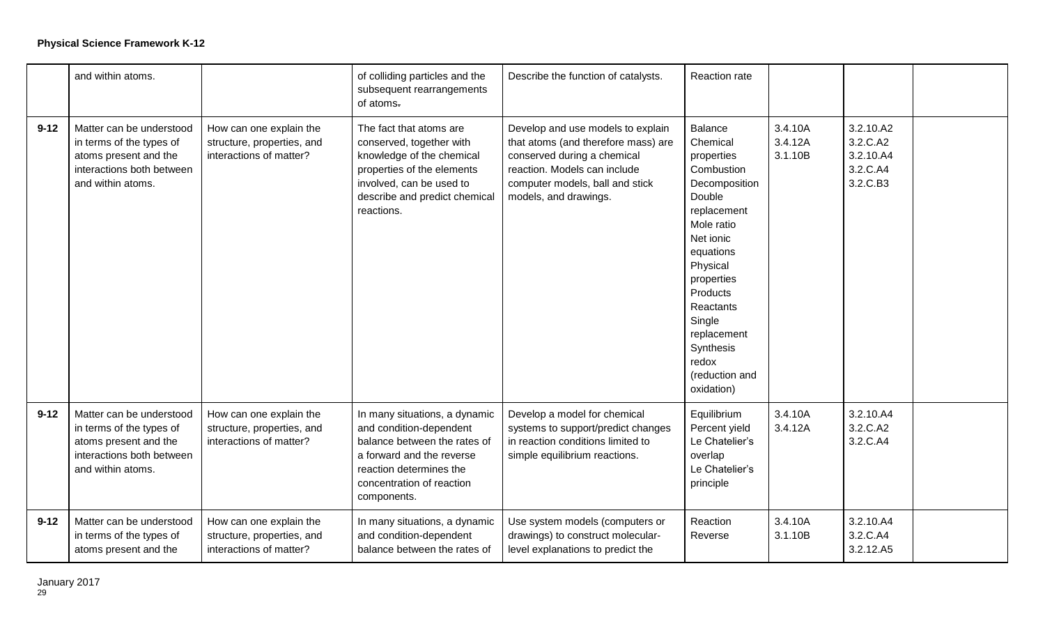**Physical Science Framework K-12**

| | | | | | | | | |
|---|---|---|---|---|---|---|---|---|
| | and within atoms. | | of colliding particles and the subsequent rearrangements of atoms. | Describe the function of catalysts. | Reaction rate | | | |
| 9-12 | Matter can be understood in terms of the types of atoms present and the interactions both between and within atoms. | How can one explain the structure, properties, and interactions of matter? | The fact that atoms are conserved, together with knowledge of the chemical properties of the elements involved, can be used to describe and predict chemical reactions. | Develop and use models to explain that atoms (and therefore mass) are conserved during a chemical reaction. Models can include computer models, ball and stick models, and drawings. | Balance<br>Chemical properties<br>Combustion<br>Decomposition<br>Double replacement<br>Mole ratio<br>Net ionic equations<br>Physical properties<br>Products<br>Reactants<br>Single replacement<br>Synthesis<br>redox (reduction and oxidation) | 3.4.10A<br>3.4.12A<br>3.1.10B | 3.2.10.A2<br>3.2.C.A2<br>3.2.10.A4<br>3.2.C.A4<br>3.2.C.B3 | |
| 9-12 | Matter can be understood in terms of the types of atoms present and the interactions both between and within atoms. | How can one explain the structure, properties, and interactions of matter? | In many situations, a dynamic and condition-dependent balance between the rates of a forward and the reverse reaction determines the concentration of reaction components. | Develop a model for chemical systems to support/predict changes in reaction conditions limited to simple equilibrium reactions. | Equilibrium<br>Percent yield<br>Le Chatelier's overlap<br>Le Chatelier's principle | 3.4.10A<br>3.4.12A | 3.2.10.A4<br>3.2.C.A2<br>3.2.C.A4 | |
| 9-12 | Matter can be understood in terms of the types of atoms present and the | How can one explain the structure, properties, and interactions of matter? | In many situations, a dynamic and condition-dependent balance between the rates of | Use system models (computers or drawings) to construct molecular-level explanations to predict the | Reaction<br>Reverse | 3.4.10A<br>3.1.10B | 3.2.10.A4<br>3.2.C.A4<br>3.2.12.A5 | |

January 2017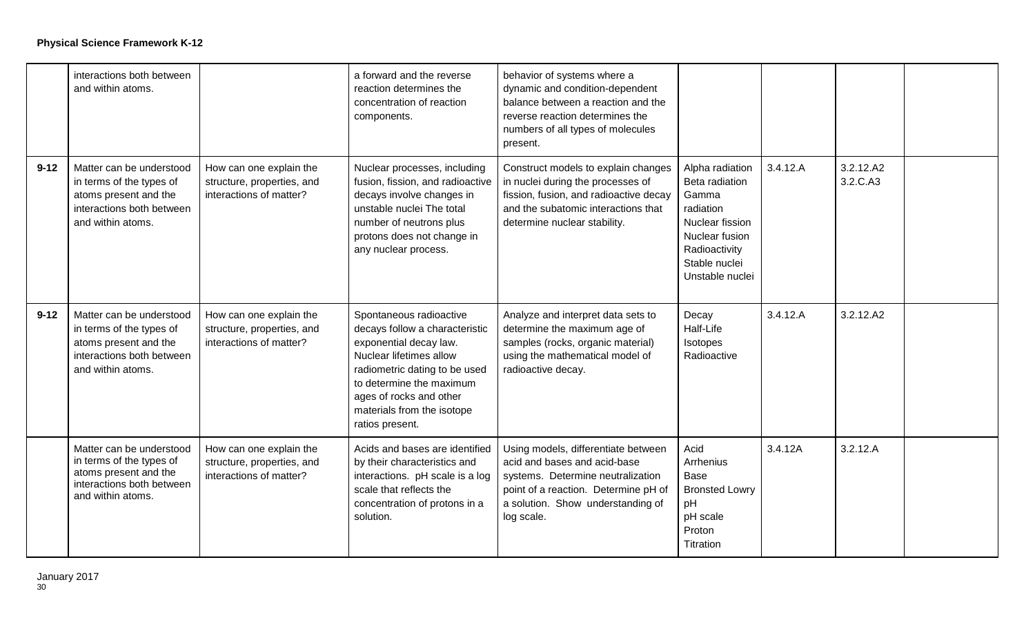**Physical Science Framework K-12**

| | | | | | | | | |
|---|---|---|---|---|---|---|---|---|
| | interactions both between and within atoms. | | a forward and the reverse reaction determines the concentration of reaction components. | behavior of systems where a dynamic and condition-dependent balance between a reaction and the reverse reaction determines the numbers of all types of molecules present. | | | | |
| **9-12** | Matter can be understood in terms of the types of atoms present and the interactions both between and within atoms. | How can one explain the structure, properties, and interactions of matter? | Nuclear processes, including fusion, fission, and radioactive decays involve changes in unstable nuclei The total number of neutrons plus protons does not change in any nuclear process. | Construct models to explain changes in nuclei during the processes of fission, fusion, and radioactive decay and the subatomic interactions that determine nuclear stability. | Alpha radiation<br>Beta radiation<br>Gamma radiation<br>Nuclear fission<br>Nuclear fusion<br>Radioactivity<br>Stable nuclei<br>Unstable nuclei | 3.4.12.A | 3.2.12.A2<br>3.2.C.A3 | |
| **9-12** | Matter can be understood in terms of the types of atoms present and the interactions both between and within atoms. | How can one explain the structure, properties, and interactions of matter? | Spontaneous radioactive decays follow a characteristic exponential decay law. Nuclear lifetimes allow radiometric dating to be used to determine the maximum ages of rocks and other materials from the isotope ratios present. | Analyze and interpret data sets to determine the maximum age of samples (rocks, organic material) using the mathematical model of radioactive decay. | Decay<br>Half-Life<br>Isotopes<br>Radioactive | 3.4.12.A | 3.2.12.A2 | |
| | Matter can be understood in terms of the types of atoms present and the interactions both between and within atoms. | How can one explain the structure, properties, and interactions of matter? | Acids and bases are identified by their characteristics and interactions. pH scale is a log scale that reflects the concentration of protons in a solution. | Using models, differentiate between acid and bases and acid-base systems. Determine neutralization point of a reaction. Determine pH of a solution. Show understanding of log scale. | Acid<br>Arrhenius<br>Base<br>Bronsted Lowry<br>pH<br>pH scale<br>Proton<br>Titration | 3.4.12A | 3.2.12.A | |

January 2017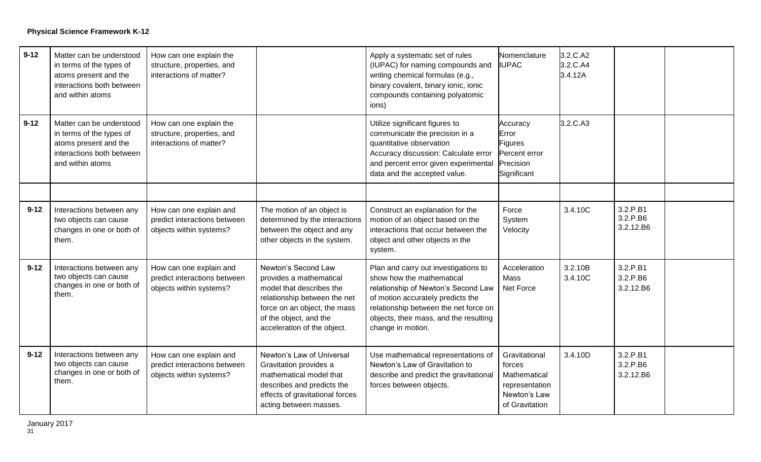**Physical Science Framework K-12**

| | | | | | | | | |
|---|---|---|---|---|---|---|---|---|
| 9-12 | Matter can be understood in terms of the types of atoms present and the interactions both between and within atoms | How can one explain the structure, properties, and interactions of matter? | | Apply a systematic set of rules (IUPAC) for naming compounds and writing chemical formulas (e.g., binary covalent, binary ionic, ionic compounds containing polyatomic ions) | Nomenclature<br>IUPAC | 3.2.C.A2<br>3.2.C.A4<br>3.4.12A | | |
| 9-12 | Matter can be understood in terms of the types of atoms present and the interactions both between and within atoms | How can one explain the structure, properties, and interactions of matter? | | Utilize significant figures to communicate the precision in a quantitative observation<br>Accuracy discussion: Calculate error and percent error given experimental data and the accepted value. | Accuracy<br>Error<br>Figures<br>Percent error<br>Precision<br>Significant | 3.2.C.A3 | | |
| | | | | | | | | |
| 9-12 | Interactions between any two objects can cause changes in one or both of them. | How can one explain and predict interactions between objects within systems? | The motion of an object is determined by the interactions between the object and any other objects in the system. | Construct an explanation for the motion of an object based on the interactions that occur between the object and other objects in the system. | Force<br>System<br>Velocity | 3.4.10C | 3.2.P.B1<br>3.2.P.B6<br>3.2.12.B6 | |
| 9-12 | Interactions between any two objects can cause changes in one or both of them. | How can one explain and predict interactions between objects within systems? | Newton's Second Law provides a mathematical model that describes the relationship between the net force on an object, the mass of the object, and the acceleration of the object. | Plan and carry out investigations to show how the mathematical relationship of Newton's Second Law of motion accurately predicts the relationship between the net force on objects, their mass, and the resulting change in motion. | Acceleration<br>Mass<br>Net Force | 3.2.10B<br>3.4.10C | 3.2.P.B1<br>3.2.P.B6<br>3.2.12.B6 | |
| 9-12 | Interactions between any two objects can cause changes in one or both of them. | How can one explain and predict interactions between objects within systems? | Newton's Law of Universal Gravitation provides a mathematical model that describes and predicts the effects of gravitational forces acting between masses. | Use mathematical representations of Newton's Law of Gravitation to describe and predict the gravitational forces between objects. | Gravitational forces<br>Mathematical representation<br>Newton's Law of Gravitation | 3.4.10D | 3.2.P.B1<br>3.2.P.B6<br>3.2.12.B6 | |

January 2017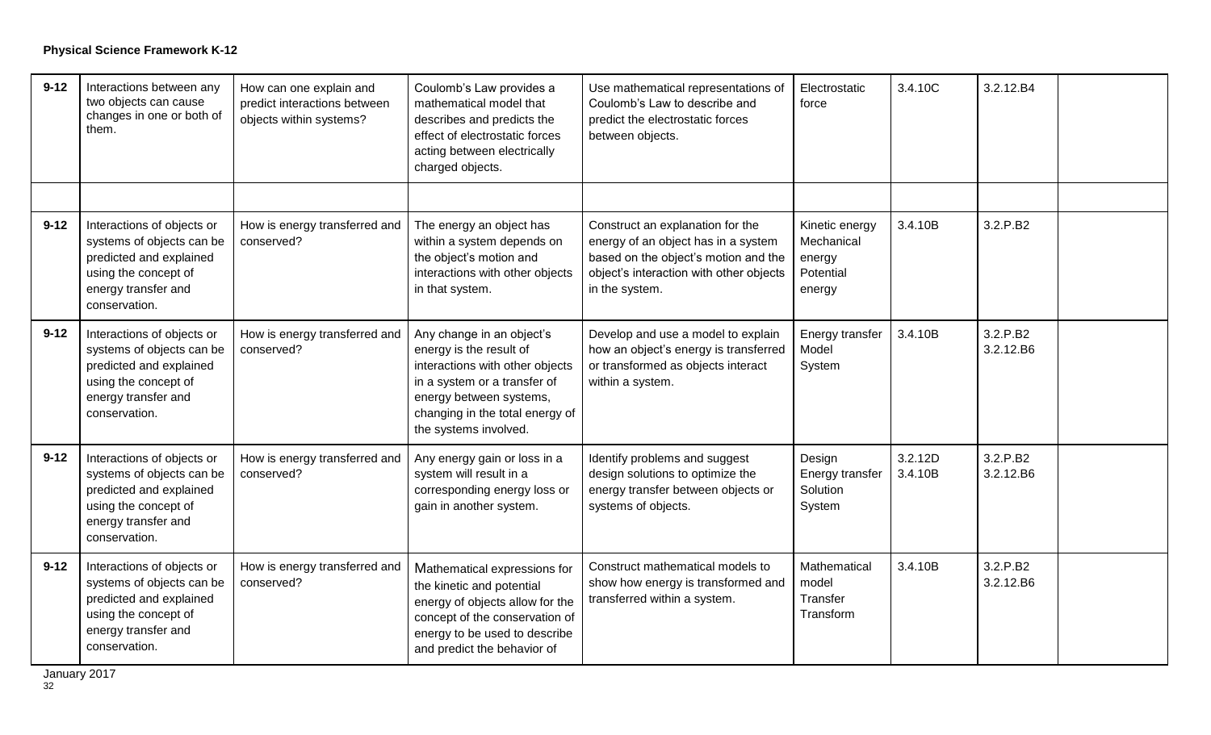**Physical Science Framework K-12**

| | | | | | | | | |
|---|---|---|---|---|---|---|---|---|
| **9-12** | Interactions between any two objects can cause changes in one or both of them. | How can one explain and predict interactions between objects within systems? | Coulomb's Law provides a mathematical model that describes and predicts the effect of electrostatic forces acting between electrically charged objects. | Use mathematical representations of Coulomb's Law to describe and predict the electrostatic forces between objects. | Electrostatic force | 3.4.10C | 3.2.12.B4 | |
| | | | | | | | | |
| **9-12** | Interactions of objects or systems of objects can be predicted and explained using the concept of energy transfer and conservation. | How is energy transferred and conserved? | The energy an object has within a system depends on the object's motion and interactions with other objects in that system. | Construct an explanation for the energy of an object has in a system based on the object's motion and the object's interaction with other objects in the system. | Kinetic energy Mechanical energy Potential energy | 3.4.10B | 3.2.P.B2 | |
| **9-12** | Interactions of objects or systems of objects can be predicted and explained using the concept of energy transfer and conservation. | How is energy transferred and conserved? | Any change in an object's energy is the result of interactions with other objects in a system or a transfer of energy between systems, changing in the total energy of the systems involved. | Develop and use a model to explain how an object's energy is transferred or transformed as objects interact within a system. | Energy transfer Model System | 3.4.10B | 3.2.P.B2 3.2.12.B6 | |
| **9-12** | Interactions of objects or systems of objects can be predicted and explained using the concept of energy transfer and conservation. | How is energy transferred and conserved? | Any energy gain or loss in a system will result in a corresponding energy loss or gain in another system. | Identify problems and suggest design solutions to optimize the energy transfer between objects or systems of objects. | Design Energy transfer Solution System | 3.2.12D 3.4.10B | 3.2.P.B2 3.2.12.B6 | |
| **9-12** | Interactions of objects or systems of objects can be predicted and explained using the concept of energy transfer and conservation. | How is energy transferred and conserved? | Mathematical expressions for the kinetic and potential energy of objects allow for the concept of the conservation of energy to be used to describe and predict the behavior of | Construct mathematical models to show how energy is transformed and transferred within a system. | Mathematical model Transfer Transform | 3.4.10B | 3.2.P.B2 3.2.12.B6 | |

January 2017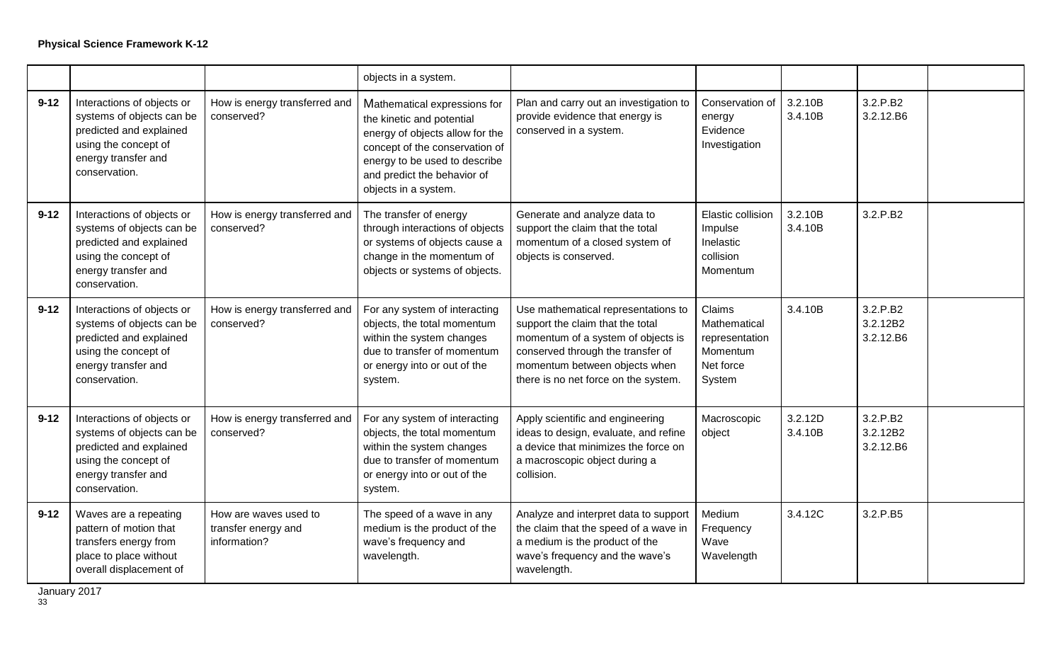**Physical Science Framework K-12**

| | | | | | | | | |
|---|---|---|---|---|---|---|---|---|
| | | | objects in a system. | | | | | |
| **9-12** | Interactions of objects or systems of objects can be predicted and explained using the concept of energy transfer and conservation. | How is energy transferred and conserved? | Mathematical expressions for the kinetic and potential energy of objects allow for the concept of the conservation of energy to be used to describe and predict the behavior of objects in a system. | Plan and carry out an investigation to provide evidence that energy is conserved in a system. | Conservation of energy<br>Evidence<br>Investigation | 3.2.10B<br>3.4.10B | 3.2.P.B2<br>3.2.12.B6 | |
| **9-12** | Interactions of objects or systems of objects can be predicted and explained using the concept of energy transfer and conservation. | How is energy transferred and conserved? | The transfer of energy through interactions of objects or systems of objects cause a change in the momentum of objects or systems of objects. | Generate and analyze data to support the claim that the total momentum of a closed system of objects is conserved. | Elastic collision<br>Impulse<br>Inelastic collision<br>Momentum | 3.2.10B<br>3.4.10B | 3.2.P.B2 | |
| **9-12** | Interactions of objects or systems of objects can be predicted and explained using the concept of energy transfer and conservation. | How is energy transferred and conserved? | For any system of interacting objects, the total momentum within the system changes due to transfer of momentum or energy into or out of the system. | Use mathematical representations to support the claim that the total momentum of a system of objects is conserved through the transfer of momentum between objects when there is no net force on the system. | Claims<br>Mathematical representation<br>Momentum<br>Net force<br>System | 3.4.10B | 3.2.P.B2<br>3.2.12B2<br>3.2.12.B6 | |
| **9-12** | Interactions of objects or systems of objects can be predicted and explained using the concept of energy transfer and conservation. | How is energy transferred and conserved? | For any system of interacting objects, the total momentum within the system changes due to transfer of momentum or energy into or out of the system. | Apply scientific and engineering ideas to design, evaluate, and refine a device that minimizes the force on a macroscopic object during a collision. | Macroscopic object | 3.2.12D<br>3.4.10B | 3.2.P.B2<br>3.2.12B2<br>3.2.12.B6 | |
| **9-12** | Waves are a repeating pattern of motion that transfers energy from place to place without overall displacement of | How are waves used to transfer energy and information? | The speed of a wave in any medium is the product of the wave's frequency and wavelength. | Analyze and interpret data to support the claim that the speed of a wave in a medium is the product of the wave's frequency and the wave's wavelength. | Medium<br>Frequency<br>Wave<br>Wavelength | 3.4.12C | 3.2.P.B5 | |

January 2017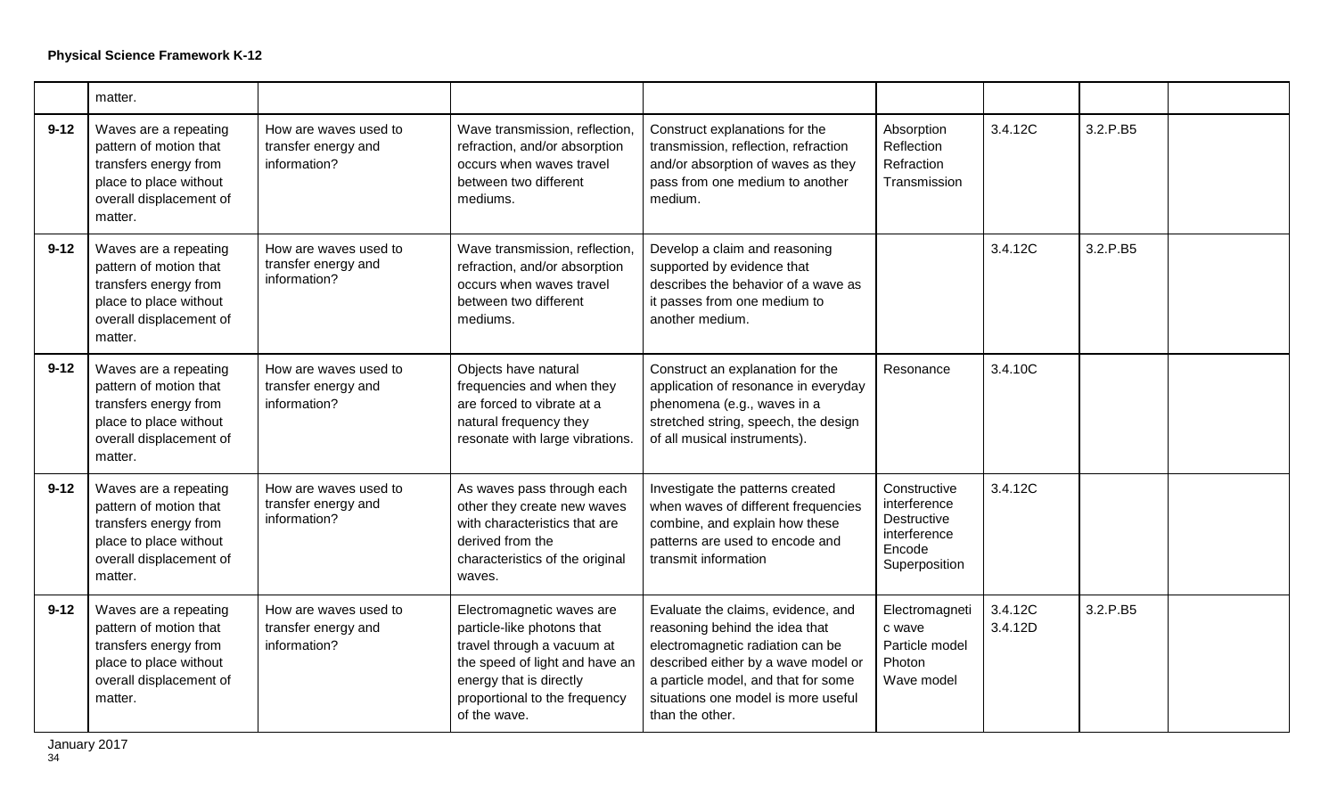**Physical Science Framework K-12**

| | | | | | | | | |
|---|---|---|---|---|---|---|---|---|
| | matter. | | | | | | | |
| 9-12 | Waves are a repeating pattern of motion that transfers energy from place to place without overall displacement of matter. | How are waves used to transfer energy and information? | Wave transmission, reflection, refraction, and/or absorption occurs when waves travel between two different mediums. | Construct explanations for the transmission, reflection, refraction and/or absorption of waves as they pass from one medium to another medium. | Absorption Reflection Refraction Transmission | 3.4.12C | 3.2.P.B5 | |
| 9-12 | Waves are a repeating pattern of motion that transfers energy from place to place without overall displacement of matter. | How are waves used to transfer energy and information? | Wave transmission, reflection, refraction, and/or absorption occurs when waves travel between two different mediums. | Develop a claim and reasoning supported by evidence that describes the behavior of a wave as it passes from one medium to another medium. | | 3.4.12C | 3.2.P.B5 | |
| 9-12 | Waves are a repeating pattern of motion that transfers energy from place to place without overall displacement of matter. | How are waves used to transfer energy and information? | Objects have natural frequencies and when they are forced to vibrate at a natural frequency they resonate with large vibrations. | Construct an explanation for the application of resonance in everyday phenomena (e.g., waves in a stretched string, speech, the design of all musical instruments). | Resonance | 3.4.10C | | |
| 9-12 | Waves are a repeating pattern of motion that transfers energy from place to place without overall displacement of matter. | How are waves used to transfer energy and information? | As waves pass through each other they create new waves with characteristics that are derived from the characteristics of the original waves. | Investigate the patterns created when waves of different frequencies combine, and explain how these patterns are used to encode and transmit information | Constructive interference Destructive interference Encode Superposition | 3.4.12C | | |
| 9-12 | Waves are a repeating pattern of motion that transfers energy from place to place without overall displacement of matter. | How are waves used to transfer energy and information? | Electromagnetic waves are particle-like photons that travel through a vacuum at the speed of light and have an energy that is directly proportional to the frequency of the wave. | Evaluate the claims, evidence, and reasoning behind the idea that electromagnetic radiation can be described either by a wave model or a particle model, and that for some situations one model is more useful than the other. | Electromagnetic wave Particle model Photon Wave model | 3.4.12C 3.4.12D | 3.2.P.B5 | |

January 2017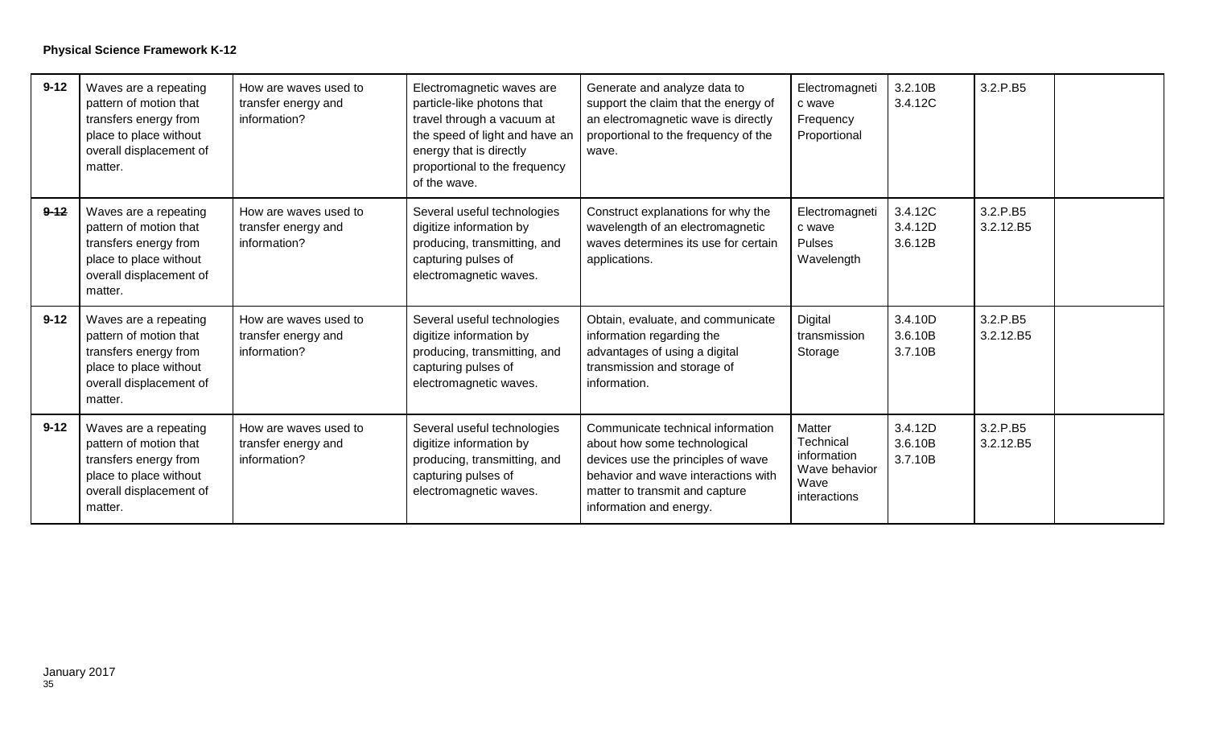**Physical Science Framework K-12**

| | | | | | | | | |
|---|---|---|---|---|---|---|---|---|
| 9-12 | Waves are a repeating pattern of motion that transfers energy from place to place without overall displacement of matter. | How are waves used to transfer energy and information? | Electromagnetic waves are particle-like photons that travel through a vacuum at the speed of light and have an energy that is directly proportional to the frequency of the wave. | Generate and analyze data to support the claim that the energy of an electromagnetic wave is directly proportional to the frequency of the wave. | Electromagnetic wave Frequency Proportional | 3.2.10B 3.4.12C | 3.2.P.B5 | |
| 9-12 | Waves are a repeating pattern of motion that transfers energy from place to place without overall displacement of matter. | How are waves used to transfer energy and information? | Several useful technologies digitize information by producing, transmitting, and capturing pulses of electromagnetic waves. | Construct explanations for why the wavelength of an electromagnetic waves determines its use for certain applications. | Electromagnetic wave Pulses Wavelength | 3.4.12C 3.4.12D 3.6.12B | 3.2.P.B5 3.2.12.B5 | |
| 9-12 | Waves are a repeating pattern of motion that transfers energy from place to place without overall displacement of matter. | How are waves used to transfer energy and information? | Several useful technologies digitize information by producing, transmitting, and capturing pulses of electromagnetic waves. | Obtain, evaluate, and communicate information regarding the advantages of using a digital transmission and storage of information. | Digital transmission Storage | 3.4.10D 3.6.10B 3.7.10B | 3.2.P.B5 3.2.12.B5 | |
| 9-12 | Waves are a repeating pattern of motion that transfers energy from place to place without overall displacement of matter. | How are waves used to transfer energy and information? | Several useful technologies digitize information by producing, transmitting, and capturing pulses of electromagnetic waves. | Communicate technical information about how some technological devices use the principles of wave behavior and wave interactions with matter to transmit and capture information and energy. | Matter Technical information Wave behavior Wave interactions | 3.4.12D 3.6.10B 3.7.10B | 3.2.P.B5 3.2.12.B5 | |

January 2017